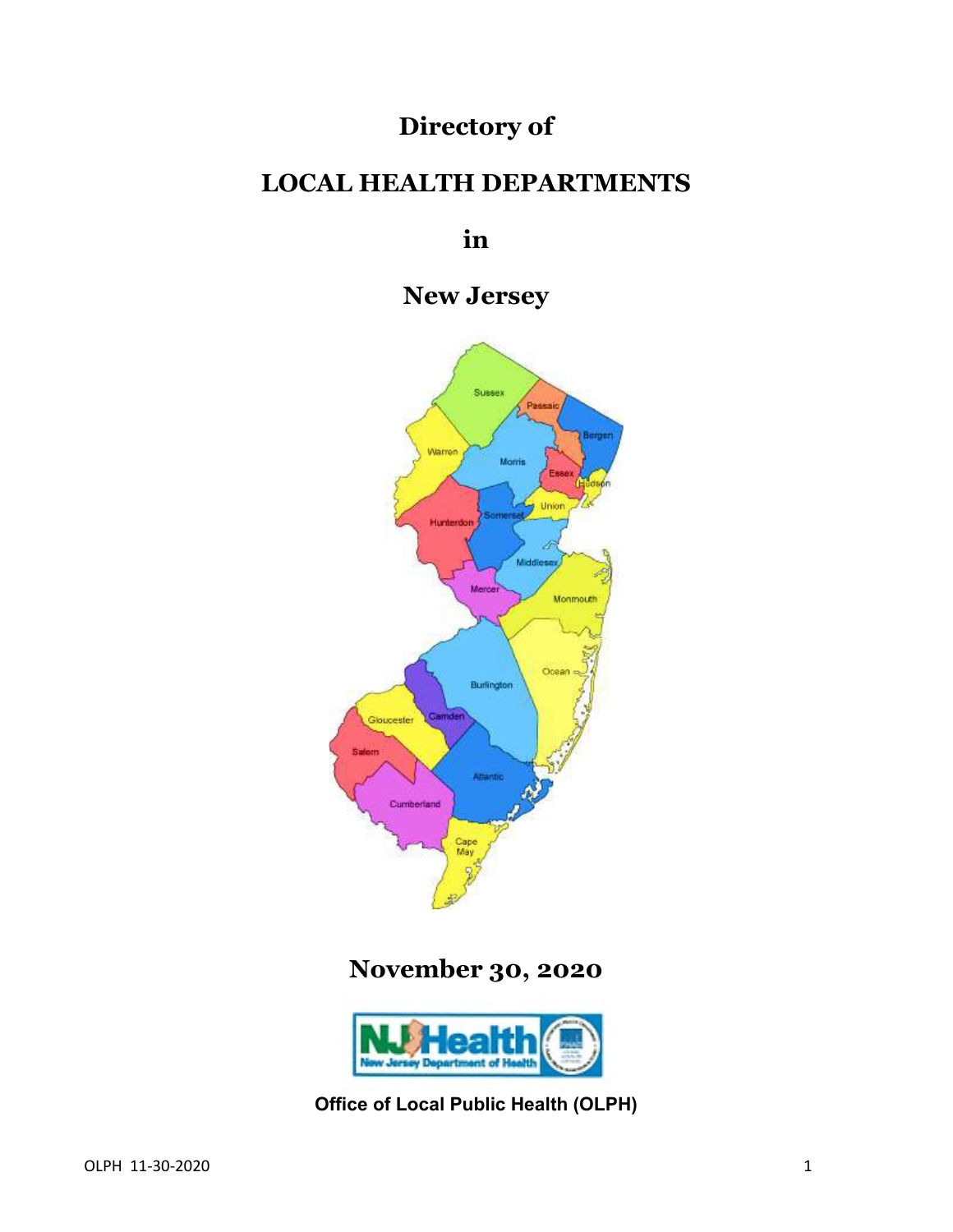# Directory of

# LOCAL HEALTH DEPARTMENTS

# in

# New Jersey

## November 30, 2020

**Office of Local Public Health (OLPH)**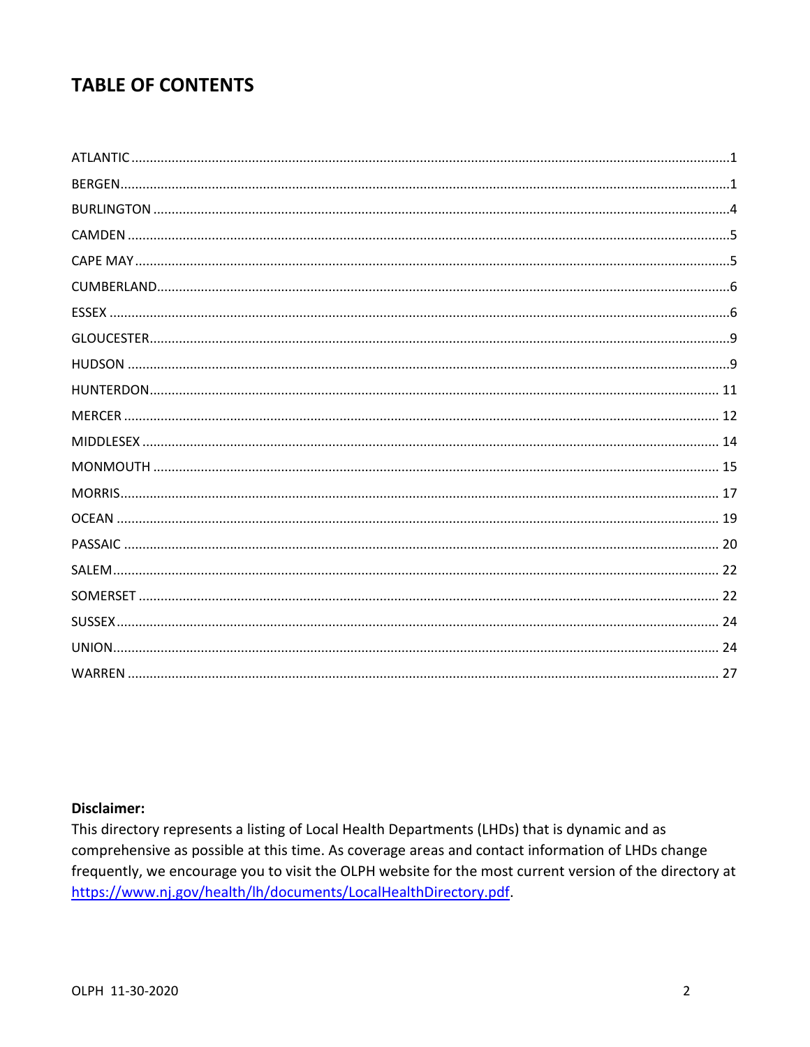# TABLE OF CONTENTS

ATLANTIC .......... 1
BERGEN .......... 1
BURLINGTON .......... 4
CAMDEN .......... 5
CAPE MAY .......... 5
CUMBERLAND .......... 6
ESSEX .......... 6
GLOUCESTER .......... 9
HUDSON .......... 9
HUNTERDON .......... 11
MERCER .......... 12
MIDDLESEX .......... 14
MONMOUTH .......... 15
MORRIS .......... 17
OCEAN .......... 19
PASSAIC .......... 20
SALEM .......... 22
SOMERSET .......... 22
SUSSEX .......... 24
UNION .......... 24
WARREN .......... 27

**Disclaimer:**
This directory represents a listing of Local Health Departments (LHDs) that is dynamic and as comprehensive as possible at this time. As coverage areas and contact information of LHDs change frequently, we encourage you to visit the OLPH website for the most current version of the directory at https://www.nj.gov/health/lh/documents/LocalHealthDirectory.pdf.

OLPH 11-30-2020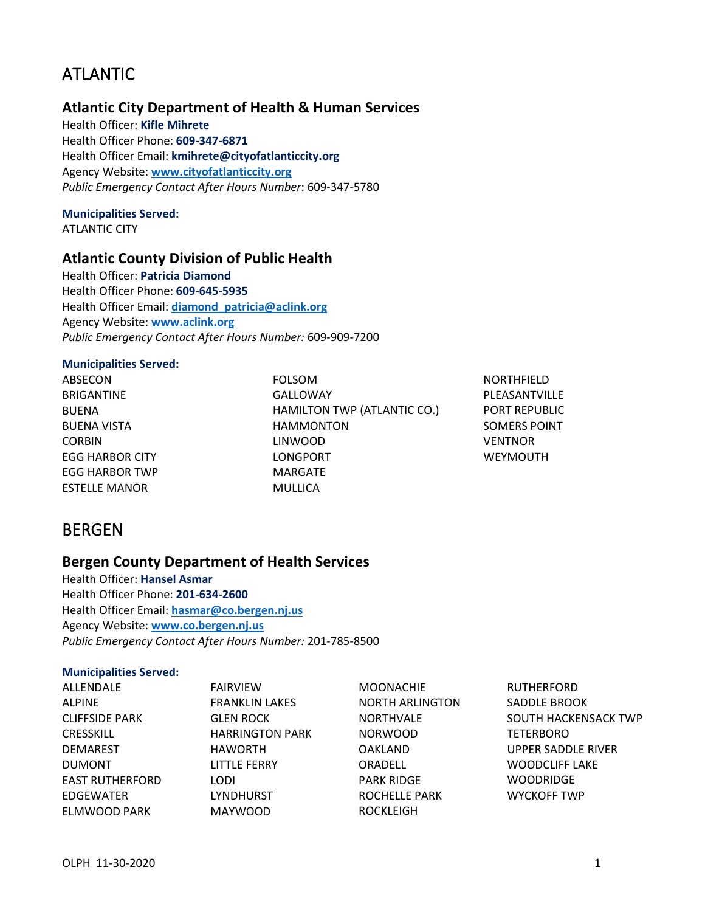# ATLANTIC

## Atlantic City Department of Health & Human Services

Health Officer: **Kifle Mihrete**
Health Officer Phone: **609-347-6871**
Health Officer Email: **kmihrete@cityofatlanticcity.org**
Agency Website: **www.cityofatlanticcity.org**
*Public Emergency Contact After Hours Number*: 609-347-5780

**Municipalities Served:**
ATLANTIC CITY

## Atlantic County Division of Public Health

Health Officer: **Patricia Diamond**
Health Officer Phone: **609-645-5935**
Health Officer Email: **diamond_patricia@aclink.org**
Agency Website: **www.aclink.org**
*Public Emergency Contact After Hours Number:* 609-909-7200

**Municipalities Served:**

ABSECON
BRIGANTINE
BUENA
BUENA VISTA
CORBIN
EGG HARBOR CITY
EGG HARBOR TWP
ESTELLE MANOR
FOLSOM
GALLOWAY
HAMILTON TWP (ATLANTIC CO.)
HAMMONTON
LINWOOD
LONGPORT
MARGATE
MULLICA
NORTHFIELD
PLEASANTVILLE
PORT REPUBLIC
SOMERS POINT
VENTNOR
WEYMOUTH

# BERGEN

## Bergen County Department of Health Services

Health Officer: **Hansel Asmar**
Health Officer Phone: **201-634-2600**
Health Officer Email: **hasmar@co.bergen.nj.us**
Agency Website: **www.co.bergen.nj.us**
*Public Emergency Contact After Hours Number:* 201-785-8500

**Municipalities Served:**

ALLENDALE
ALPINE
CLIFFSIDE PARK
CRESSKILL
DEMAREST
DUMONT
EAST RUTHERFORD
EDGEWATER
ELMWOOD PARK
FAIRVIEW
FRANKLIN LAKES
GLEN ROCK
HARRINGTON PARK
HAWORTH
LITTLE FERRY
LODI
LYNDHURST
MAYWOOD
MOONACHIE
NORTH ARLINGTON
NORTHVALE
NORWOOD
OAKLAND
ORADELL
PARK RIDGE
ROCHELLE PARK
ROCKLEIGH
RUTHERFORD
SADDLE BROOK
SOUTH HACKENSACK TWP
TETERBORO
UPPER SADDLE RIVER
WOODCLIFF LAKE
WOODRIDGE
WYCKOFF TWP

OLPH 11-30-2020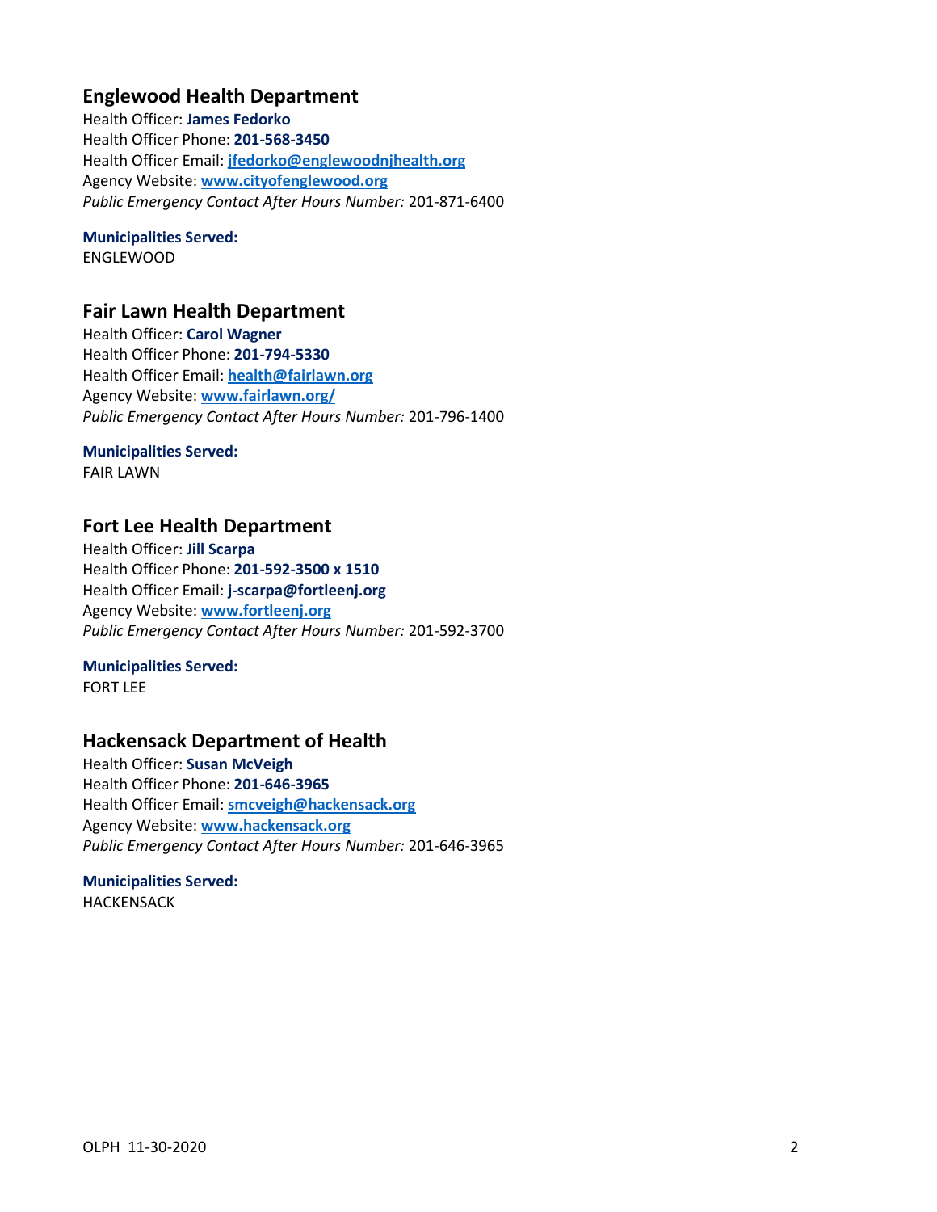## Englewood Health Department

Health Officer: **James Fedorko**
Health Officer Phone: **201-568-3450**
Health Officer Email: **jfedorko@englewoodnjhealth.org**
Agency Website: **www.cityofenglewood.org**
*Public Emergency Contact After Hours Number:* 201-871-6400

**Municipalities Served:**
ENGLEWOOD

## Fair Lawn Health Department

Health Officer: **Carol Wagner**
Health Officer Phone: **201-794-5330**
Health Officer Email: **health@fairlawn.org**
Agency Website: **www.fairlawn.org/**
*Public Emergency Contact After Hours Number:* 201-796-1400

**Municipalities Served:**
FAIR LAWN

## Fort Lee Health Department

Health Officer: **Jill Scarpa**
Health Officer Phone: **201-592-3500 x 1510**
Health Officer Email: **j-scarpa@fortleenj.org**
Agency Website: **www.fortleenj.org**
*Public Emergency Contact After Hours Number:* 201-592-3700

**Municipalities Served:**
FORT LEE

## Hackensack Department of Health

Health Officer: **Susan McVeigh**
Health Officer Phone: **201-646-3965**
Health Officer Email: **smcveigh@hackensack.org**
Agency Website: **www.hackensack.org**
*Public Emergency Contact After Hours Number:* 201-646-3965

**Municipalities Served:**
HACKENSACK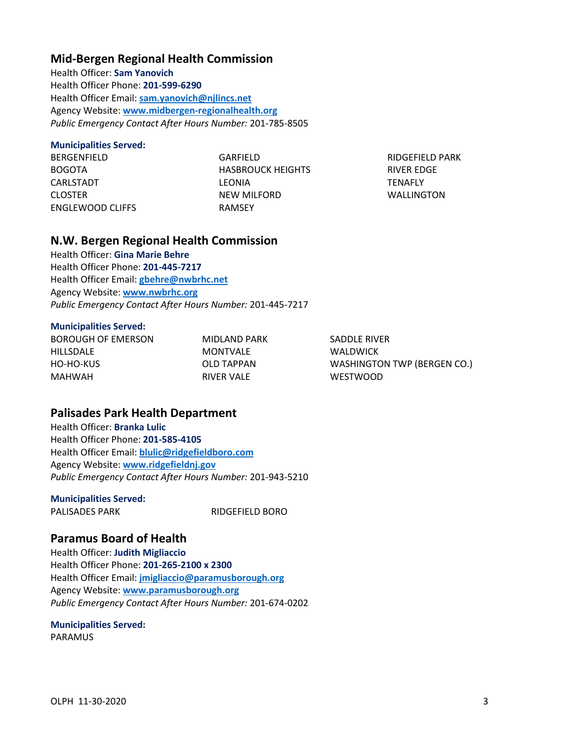## Mid-Bergen Regional Health Commission

Health Officer: **Sam Yanovich**
Health Officer Phone: **201-599-6290**
Health Officer Email: **sam.yanovich@njlincs.net**
Agency Website: **www.midbergen-regionalhealth.org**
*Public Emergency Contact After Hours Number:* 201-785-8505

**Municipalities Served:**

BERGENFIELD
BOGOTA
CARLSTADT
CLOSTER
ENGLEWOOD CLIFFS
GARFIELD
HASBROUCK HEIGHTS
LEONIA
NEW MILFORD
RAMSEY
RIDGEFIELD PARK
RIVER EDGE
TENAFLY
WALLINGTON

## N.W. Bergen Regional Health Commission

Health Officer: **Gina Marie Behre**
Health Officer Phone: **201-445-7217**
Health Officer Email: **gbehre@nwbrhc.net**
Agency Website: **www.nwbrhc.org**
*Public Emergency Contact After Hours Number:* 201-445-7217

**Municipalities Served:**

BOROUGH OF EMERSON
HILLSDALE
HO-HO-KUS
MAHWAH
MIDLAND PARK
MONTVALE
OLD TAPPAN
RIVER VALE
SADDLE RIVER
WALDWICK
WASHINGTON TWP (BERGEN CO.)
WESTWOOD

## Palisades Park Health Department

Health Officer: **Branka Lulic**
Health Officer Phone: **201-585-4105**
Health Officer Email: **blulic@ridgefieldboro.com**
Agency Website: **www.ridgefieldnj.gov**
*Public Emergency Contact After Hours Number:* 201-943-5210

**Municipalities Served:**

PALISADES PARK
RIDGEFIELD BORO

## Paramus Board of Health

Health Officer: **Judith Migliaccio**
Health Officer Phone: **201-265-2100 x 2300**
Health Officer Email: **jmigliaccio@paramusborough.org**
Agency Website: **www.paramusborough.org**
*Public Emergency Contact After Hours Number:* 201-674-0202

**Municipalities Served:**

PARAMUS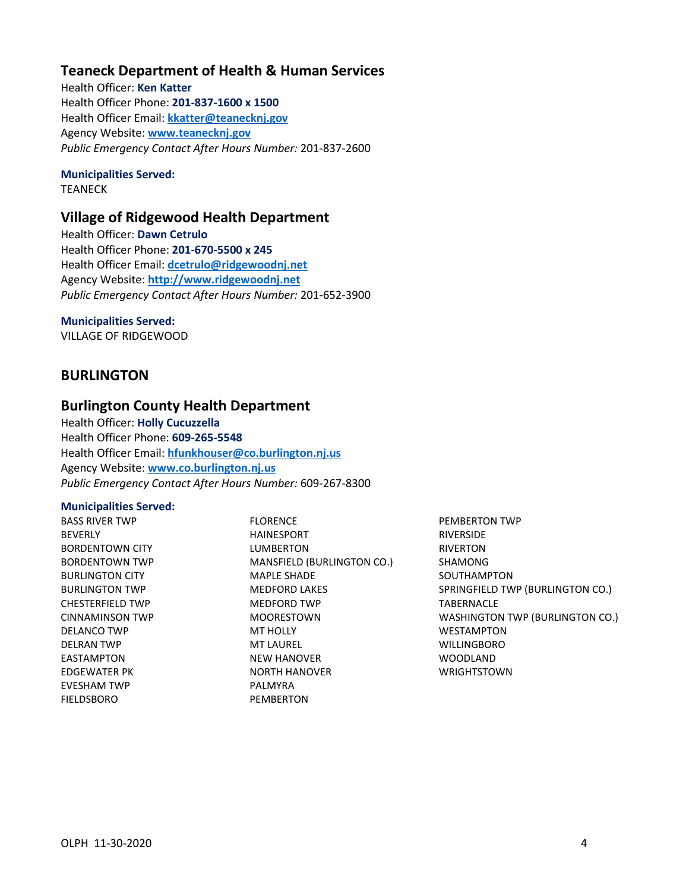### Teaneck Department of Health & Human Services

Health Officer: **Ken Katter**
Health Officer Phone: **201-837-1600 x 1500**
Health Officer Email: **kkatter@teanecknj.gov**
Agency Website: **www.teanecknj.gov**
*Public Emergency Contact After Hours Number:* 201-837-2600

**Municipalities Served:**
TEANECK

### Village of Ridgewood Health Department

Health Officer: **Dawn Cetrulo**
Health Officer Phone: **201-670-5500 x 245**
Health Officer Email: **dcetrulo@ridgewoodnj.net**
Agency Website: **http://www.ridgewoodnj.net**
*Public Emergency Contact After Hours Number:* 201-652-3900

**Municipalities Served:**
VILLAGE OF RIDGEWOOD

## BURLINGTON

### Burlington County Health Department

Health Officer: **Holly Cucuzzella**
Health Officer Phone: **609-265-5548**
Health Officer Email: **hfunkhouser@co.burlington.nj.us**
Agency Website: **www.co.burlington.nj.us**
*Public Emergency Contact After Hours Number:* 609-267-8300

**Municipalities Served:**

BASS RIVER TWP
BEVERLY
BORDENTOWN CITY
BORDENTOWN TWP
BURLINGTON CITY
BURLINGTON TWP
CHESTERFIELD TWP
CINNAMINSON TWP
DELANCO TWP
DELRAN TWP
EASTAMPTON
EDGEWATER PK
EVESHAM TWP
FIELDSBORO
FLORENCE
HAINESPORT
LUMBERTON
MANSFIELD (BURLINGTON CO.)
MAPLE SHADE
MEDFORD LAKES
MEDFORD TWP
MOORESTOWN
MT HOLLY
MT LAUREL
NEW HANOVER
NORTH HANOVER
PALMYRA
PEMBERTON
PEMBERTON TWP
RIVERSIDE
RIVERTON
SHAMONG
SOUTHAMPTON
SPRINGFIELD TWP (BURLINGTON CO.)
TABERNACLE
WASHINGTON TWP (BURLINGTON CO.)
WESTAMPTON
WILLINGBORO
WOODLAND
WRIGHTSTOWN

OLPH 11-30-2020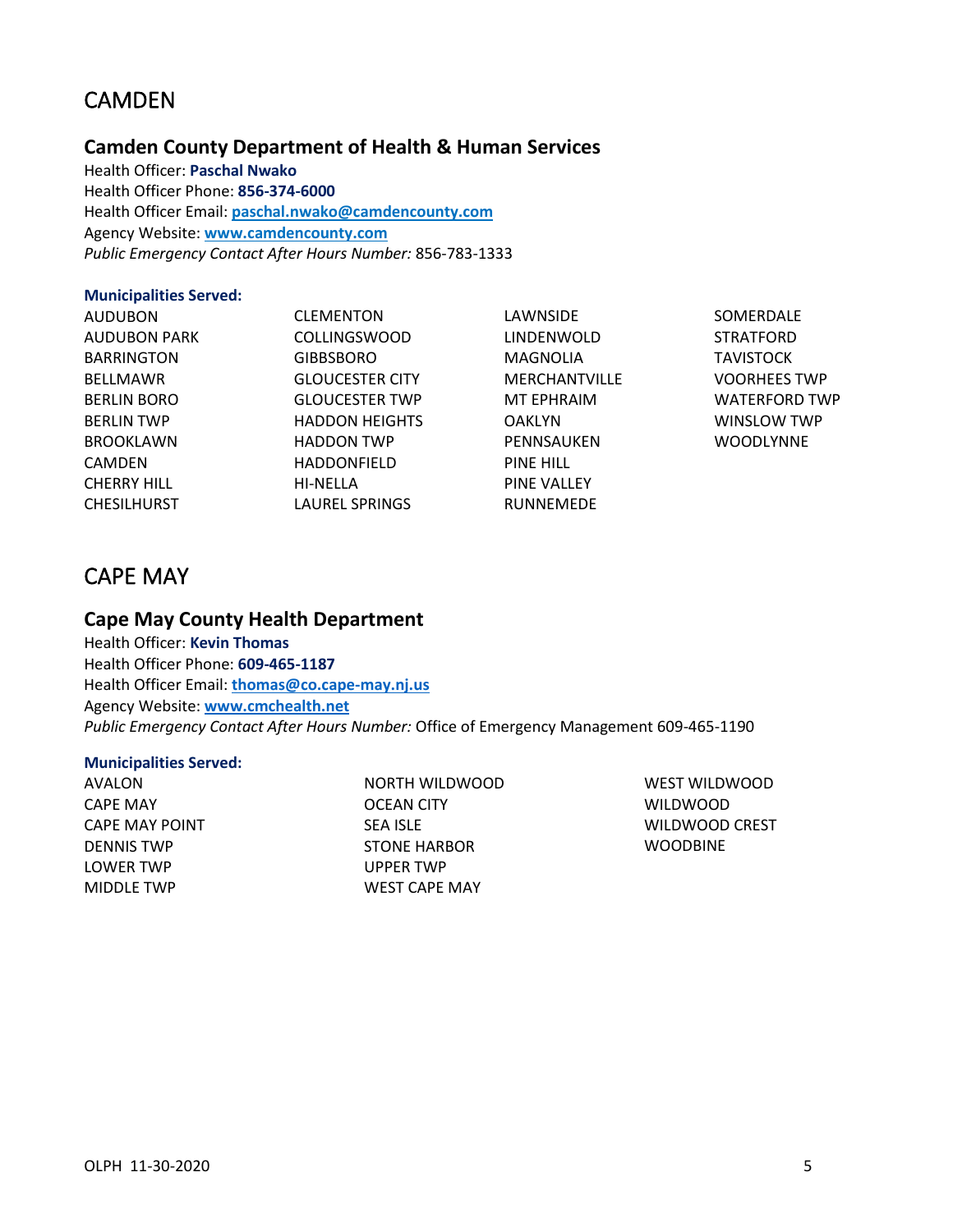# CAMDEN

## Camden County Department of Health & Human Services

Health Officer: **Paschal Nwako**
Health Officer Phone: **856-374-6000**
Health Officer Email: **paschal.nwako@camdencounty.com**
Agency Website: **www.camdencounty.com**
*Public Emergency Contact After Hours Number:* 856-783-1333

**Municipalities Served:**

AUDUBON
AUDUBON PARK
BARRINGTON
BELLMAWR
BERLIN BORO
BERLIN TWP
BROOKLAWN
CAMDEN
CHERRY HILL
CHESILHURST
CLEMENTON
COLLINGSWOOD
GIBBSBORO
GLOUCESTER CITY
GLOUCESTER TWP
HADDON HEIGHTS
HADDON TWP
HADDONFIELD
HI-NELLA
LAUREL SPRINGS
LAWNSIDE
LINDENWOLD
MAGNOLIA
MERCHANTVILLE
MT EPHRAIM
OAKLYN
PENNSAUKEN
PINE HILL
PINE VALLEY
RUNNEMEDE
SOMERDALE
STRATFORD
TAVISTOCK
VOORHEES TWP
WATERFORD TWP
WINSLOW TWP
WOODLYNNE

# CAPE MAY

## Cape May County Health Department

Health Officer: **Kevin Thomas**
Health Officer Phone: **609-465-1187**
Health Officer Email: **thomas@co.cape-may.nj.us**
Agency Website: **www.cmchealth.net**
*Public Emergency Contact After Hours Number:* Office of Emergency Management 609-465-1190

**Municipalities Served:**

AVALON
CAPE MAY
CAPE MAY POINT
DENNIS TWP
LOWER TWP
MIDDLE TWP
NORTH WILDWOOD
OCEAN CITY
SEA ISLE
STONE HARBOR
UPPER TWP
WEST CAPE MAY
WEST WILDWOOD
WILDWOOD
WILDWOOD CREST
WOODBINE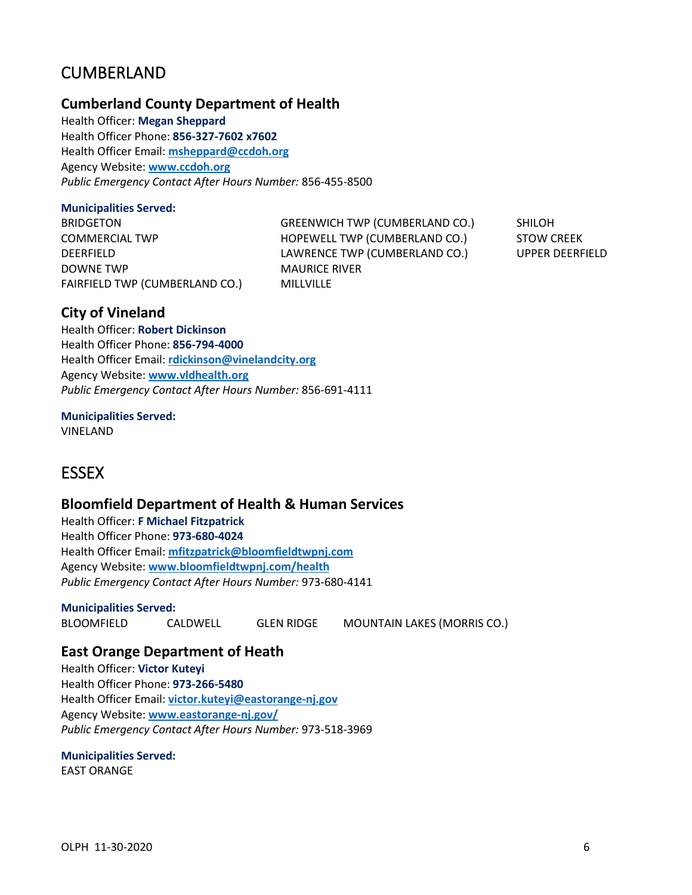# CUMBERLAND

## Cumberland County Department of Health

Health Officer: **Megan Sheppard**
Health Officer Phone: **856-327-7602 x7602**
Health Officer Email: **msheppard@ccdoh.org**
Agency Website: **www.ccdoh.org**
*Public Emergency Contact After Hours Number:* 856-455-8500

**Municipalities Served:**

BRIDGETON
COMMERCIAL TWP
DEERFIELD
DOWNE TWP
FAIRFIELD TWP (CUMBERLAND CO.)
GREENWICH TWP (CUMBERLAND CO.)
HOPEWELL TWP (CUMBERLAND CO.)
LAWRENCE TWP (CUMBERLAND CO.)
MAURICE RIVER
MILLVILLE
SHILOH
STOW CREEK
UPPER DEERFIELD

## City of Vineland

Health Officer: **Robert Dickinson**
Health Officer Phone: **856-794-4000**
Health Officer Email: **rdickinson@vinelandcity.org**
Agency Website: **www.vldhealth.org**
*Public Emergency Contact After Hours Number:* 856-691-4111

**Municipalities Served:**

VINELAND

# ESSEX

## Bloomfield Department of Health & Human Services

Health Officer: **F Michael Fitzpatrick**
Health Officer Phone: **973-680-4024**
Health Officer Email: **mfitzpatrick@bloomfieldtwpnj.com**
Agency Website: **www.bloomfieldtwpnj.com/health**
*Public Emergency Contact After Hours Number:* 973-680-4141

**Municipalities Served:**

BLOOMFIELD
CALDWELL
GLEN RIDGE
MOUNTAIN LAKES (MORRIS CO.)

## East Orange Department of Heath

Health Officer: **Victor Kuteyi**
Health Officer Phone: **973-266-5480**
Health Officer Email: **victor.kuteyi@eastorange-nj.gov**
Agency Website: **www.eastorange-nj.gov/**
*Public Emergency Contact After Hours Number:* 973-518-3969

**Municipalities Served:**

EAST ORANGE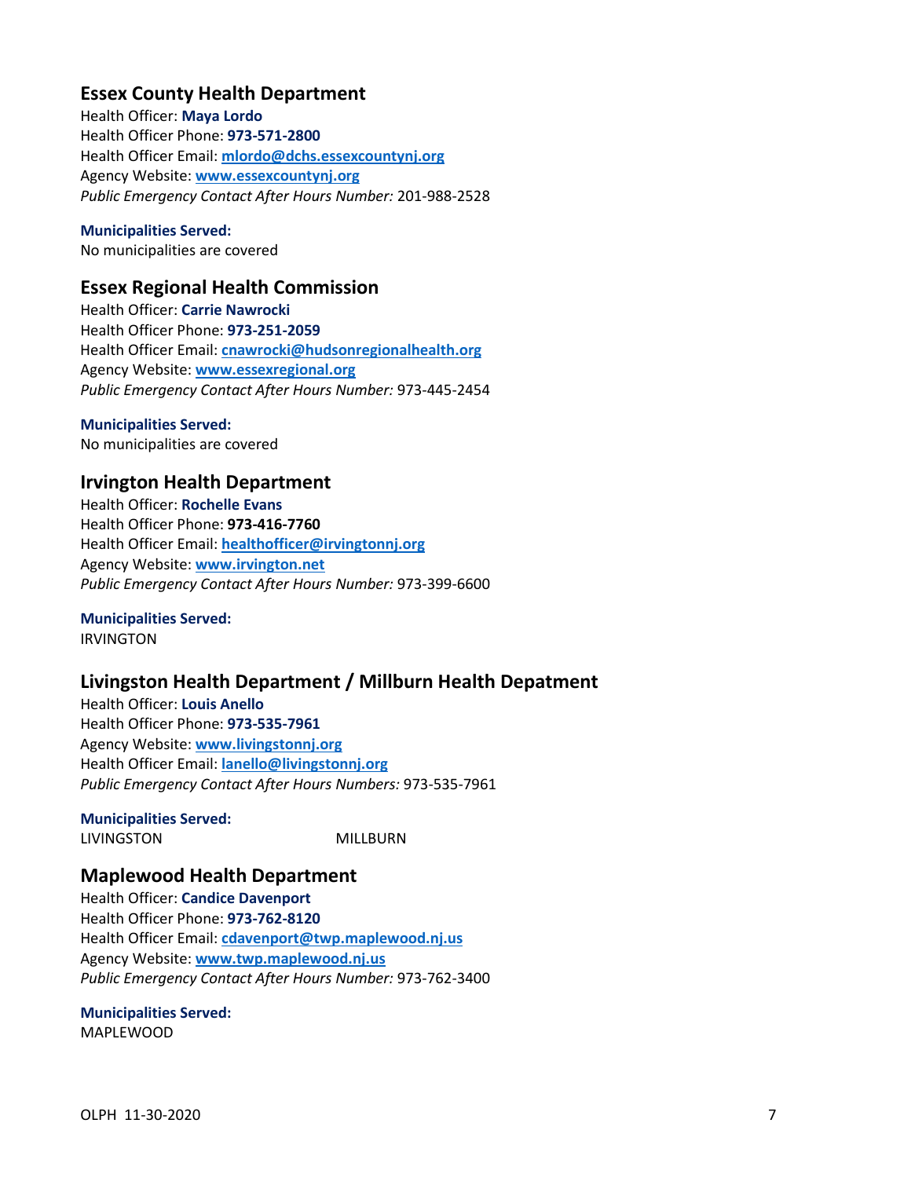## Essex County Health Department

Health Officer: **Maya Lordo**
Health Officer Phone: **973-571-2800**
Health Officer Email: **mlordo@dchs.essexcountynj.org**
Agency Website: **www.essexcountynj.org**
*Public Emergency Contact After Hours Number:* 201-988-2528

**Municipalities Served:**
No municipalities are covered

## Essex Regional Health Commission

Health Officer: **Carrie Nawrocki**
Health Officer Phone: **973-251-2059**
Health Officer Email: **cnawrocki@hudsonregionalhealth.org**
Agency Website: **www.essexregional.org**
*Public Emergency Contact After Hours Number:* 973-445-2454

**Municipalities Served:**
No municipalities are covered

## Irvington Health Department

Health Officer: **Rochelle Evans**
Health Officer Phone: **973-416-7760**
Health Officer Email: **healthofficer@irvingtonnj.org**
Agency Website: **www.irvington.net**
*Public Emergency Contact After Hours Number:* 973-399-6600

**Municipalities Served:**
IRVINGTON

## Livingston Health Department / Millburn Health Depatment

Health Officer: **Louis Anello**
Health Officer Phone: **973-535-7961**
Agency Website: **www.livingstonnj.org**
Health Officer Email: **lanello@livingstonnj.org**
*Public Emergency Contact After Hours Numbers:* 973-535-7961

**Municipalities Served:**
LIVINGSTON
MILLBURN

## Maplewood Health Department

Health Officer: **Candice Davenport**
Health Officer Phone: **973-762-8120**
Health Officer Email: **cdavenport@twp.maplewood.nj.us**
Agency Website: **www.twp.maplewood.nj.us**
*Public Emergency Contact After Hours Number:* 973-762-3400

**Municipalities Served:**
MAPLEWOOD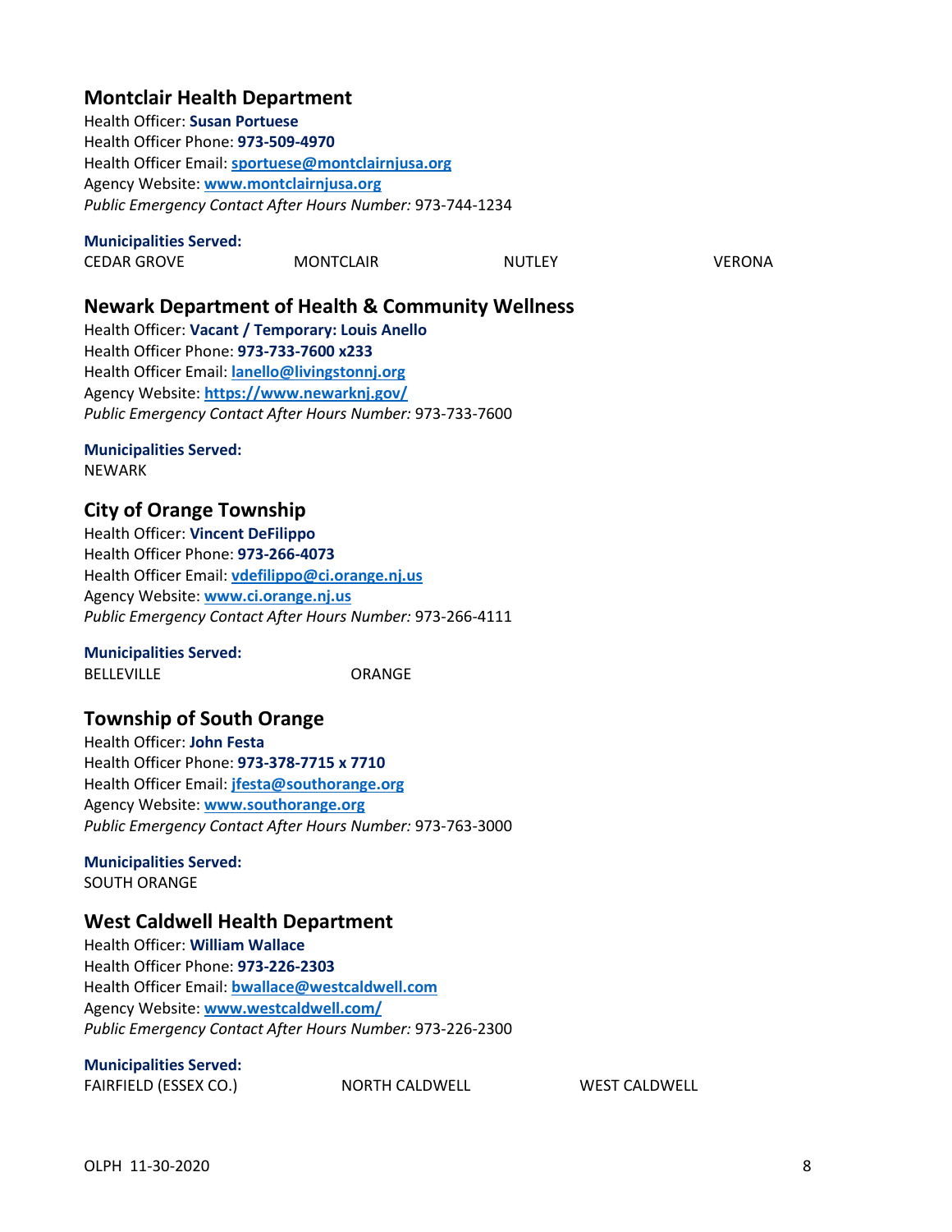## Montclair Health Department

Health Officer: **Susan Portuese**
Health Officer Phone: **973-509-4970**
Health Officer Email: **sportuese@montclairnjusa.org**
Agency Website: **www.montclairnjusa.org**
*Public Emergency Contact After Hours Number:* 973-744-1234

**Municipalities Served:**

CEDAR GROVE
MONTCLAIR
NUTLEY
VERONA

## Newark Department of Health & Community Wellness

Health Officer: **Vacant / Temporary: Louis Anello**
Health Officer Phone: **973-733-7600 x233**
Health Officer Email: **lanello@livingstonnj.org**
Agency Website: **https://www.newarknj.gov/**
*Public Emergency Contact After Hours Number:* 973-733-7600

**Municipalities Served:**

NEWARK

## City of Orange Township

Health Officer: **Vincent DeFilippo**
Health Officer Phone: **973-266-4073**
Health Officer Email: **vdefilippo@ci.orange.nj.us**
Agency Website: **www.ci.orange.nj.us**
*Public Emergency Contact After Hours Number:* 973-266-4111

**Municipalities Served:**

BELLEVILLE
ORANGE

## Township of South Orange

Health Officer: **John Festa**
Health Officer Phone: **973-378-7715 x 7710**
Health Officer Email: **jfesta@southorange.org**
Agency Website: **www.southorange.org**
*Public Emergency Contact After Hours Number:* 973-763-3000

**Municipalities Served:**

SOUTH ORANGE

## West Caldwell Health Department

Health Officer: **William Wallace**
Health Officer Phone: **973-226-2303**
Health Officer Email: **bwallace@westcaldwell.com**
Agency Website: **www.westcaldwell.com/**
*Public Emergency Contact After Hours Number:* 973-226-2300

**Municipalities Served:**

FAIRFIELD (ESSEX CO.)
NORTH CALDWELL
WEST CALDWELL

OLPH 11-30-2020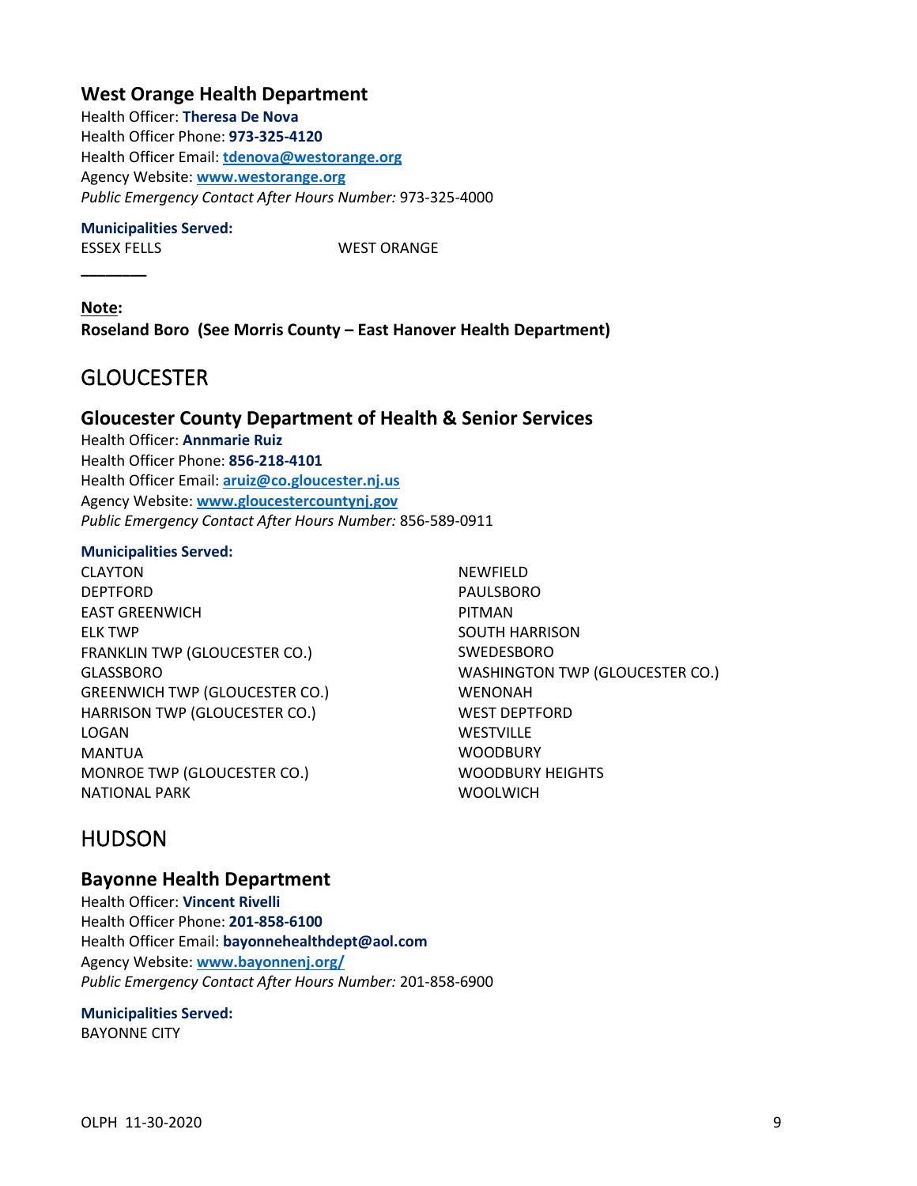### West Orange Health Department

Health Officer: **Theresa De Nova**
Health Officer Phone: **973-325-4120**
Health Officer Email: **tdenova@westorange.org**
Agency Website: **www.westorange.org**
*Public Emergency Contact After Hours Number:* 973-325-4000

**Municipalities Served:**

ESSEX FELLS
WEST ORANGE

________

**Note:**
**Roseland Boro (See Morris County – East Hanover Health Department)**

## GLOUCESTER

### Gloucester County Department of Health & Senior Services

Health Officer: **Annmarie Ruiz**
Health Officer Phone: **856-218-4101**
Health Officer Email: **aruiz@co.gloucester.nj.us**
Agency Website: **www.gloucestercountynj.gov**
*Public Emergency Contact After Hours Number:* 856-589-0911

**Municipalities Served:**

CLAYTON
DEPTFORD
EAST GREENWICH
ELK TWP
FRANKLIN TWP (GLOUCESTER CO.)
GLASSBORO
GREENWICH TWP (GLOUCESTER CO.)
HARRISON TWP (GLOUCESTER CO.)
LOGAN
MANTUA
MONROE TWP (GLOUCESTER CO.)
NATIONAL PARK
NEWFIELD
PAULSBORO
PITMAN
SOUTH HARRISON
SWEDESBORO
WASHINGTON TWP (GLOUCESTER CO.)
WENONAH
WEST DEPTFORD
WESTVILLE
WOODBURY
WOODBURY HEIGHTS
WOOLWICH

## HUDSON

### Bayonne Health Department

Health Officer: **Vincent Rivelli**
Health Officer Phone: **201-858-6100**
Health Officer Email: **bayonnehealthdept@aol.com**
Agency Website: **www.bayonnenj.org/**
*Public Emergency Contact After Hours Number:* 201-858-6900

**Municipalities Served:**

BAYONNE CITY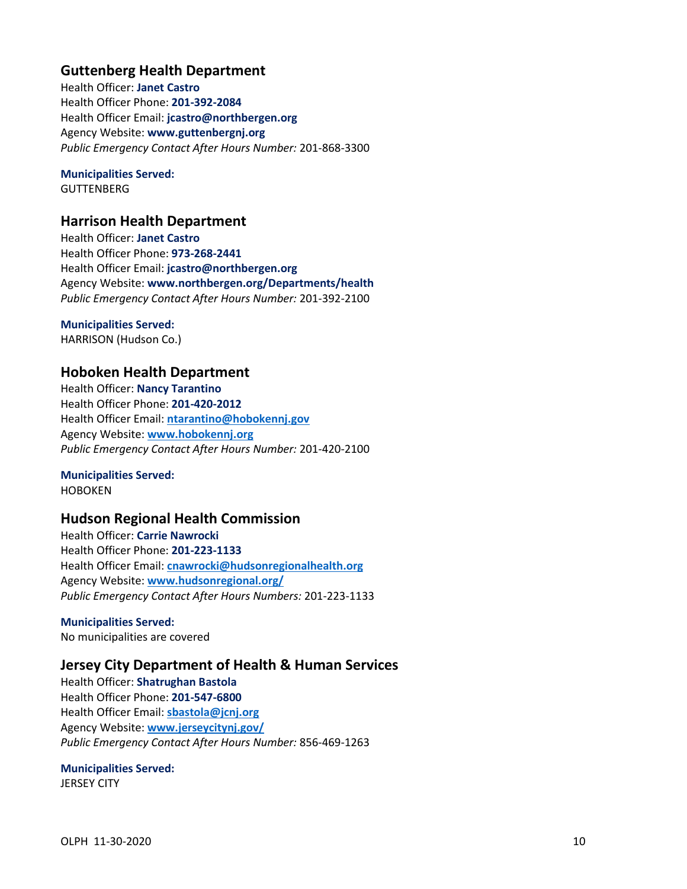## Guttenberg Health Department

Health Officer: **Janet Castro**
Health Officer Phone: **201-392-2084**
Health Officer Email: **jcastro@northbergen.org**
Agency Website: **www.guttenbergnj.org**
*Public Emergency Contact After Hours Number:* 201-868-3300

**Municipalities Served:**
GUTTENBERG

## Harrison Health Department

Health Officer: **Janet Castro**
Health Officer Phone: **973-268-2441**
Health Officer Email: **jcastro@northbergen.org**
Agency Website: **www.northbergen.org/Departments/health**
*Public Emergency Contact After Hours Number:* 201-392-2100

**Municipalities Served:**
HARRISON (Hudson Co.)

## Hoboken Health Department

Health Officer: **Nancy Tarantino**
Health Officer Phone: **201-420-2012**
Health Officer Email: **ntarantino@hobokennj.gov**
Agency Website: **www.hobokennj.org**
*Public Emergency Contact After Hours Number:* 201-420-2100

**Municipalities Served:**
HOBOKEN

## Hudson Regional Health Commission

Health Officer: **Carrie Nawrocki**
Health Officer Phone: **201-223-1133**
Health Officer Email: **cnawrocki@hudsonregionalhealth.org**
Agency Website: **www.hudsonregional.org/**
*Public Emergency Contact After Hours Numbers:* 201-223-1133

**Municipalities Served:**
No municipalities are covered

## Jersey City Department of Health & Human Services

Health Officer: **Shatrughan Bastola**
Health Officer Phone: **201-547-6800**
Health Officer Email: **sbastola@jcnj.org**
Agency Website: **www.jerseycitynj.gov/**
*Public Emergency Contact After Hours Number:* 856-469-1263

**Municipalities Served:**
JERSEY CITY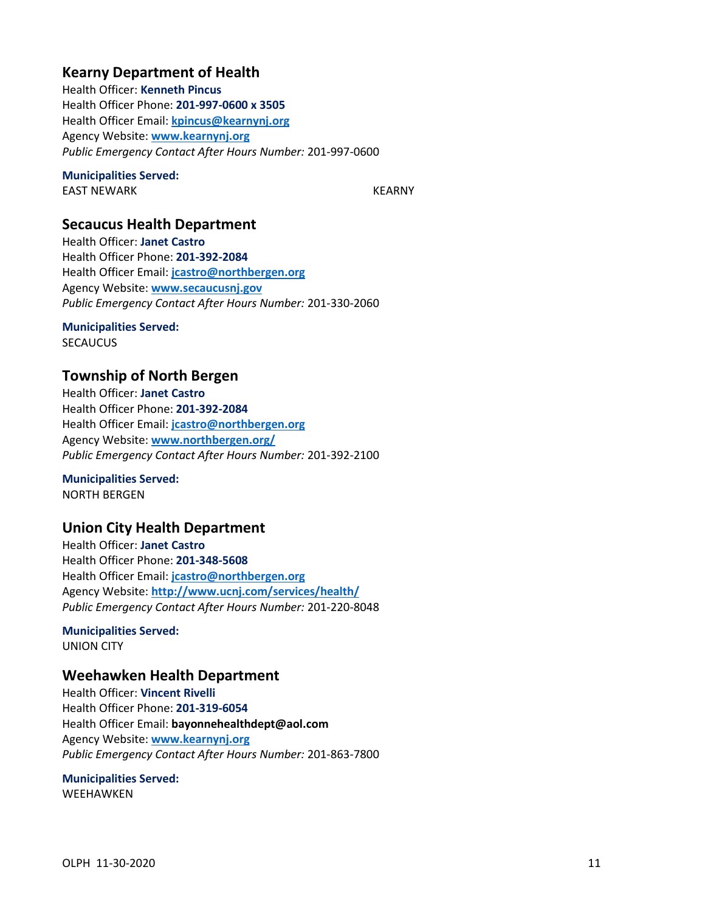## Kearny Department of Health

Health Officer: **Kenneth Pincus**
Health Officer Phone: **201-997-0600 x 3505**
Health Officer Email: **kpincus@kearnynj.org**
Agency Website: **www.kearnynj.org**
*Public Emergency Contact After Hours Number:* 201-997-0600

**Municipalities Served:**
EAST NEWARK
KEARNY

## Secaucus Health Department

Health Officer: **Janet Castro**
Health Officer Phone: **201-392-2084**
Health Officer Email: **jcastro@northbergen.org**
Agency Website: **www.secaucusnj.gov**
*Public Emergency Contact After Hours Number:* 201-330-2060

**Municipalities Served:**
SECAUCUS

## Township of North Bergen

Health Officer: **Janet Castro**
Health Officer Phone: **201-392-2084**
Health Officer Email: **jcastro@northbergen.org**
Agency Website: **www.northbergen.org/**
*Public Emergency Contact After Hours Number:* 201-392-2100

**Municipalities Served:**
NORTH BERGEN

## Union City Health Department

Health Officer: **Janet Castro**
Health Officer Phone: **201-348-5608**
Health Officer Email: **jcastro@northbergen.org**
Agency Website: **http://www.ucnj.com/services/health/**
*Public Emergency Contact After Hours Number:* 201-220-8048

**Municipalities Served:**
UNION CITY

## Weehawken Health Department

Health Officer: **Vincent Rivelli**
Health Officer Phone: **201-319-6054**
Health Officer Email: **bayonnehealthdept@aol.com**
Agency Website: **www.kearnynj.org**
*Public Emergency Contact After Hours Number:* 201-863-7800

**Municipalities Served:**
WEEHAWKEN

OLPH 11-30-2020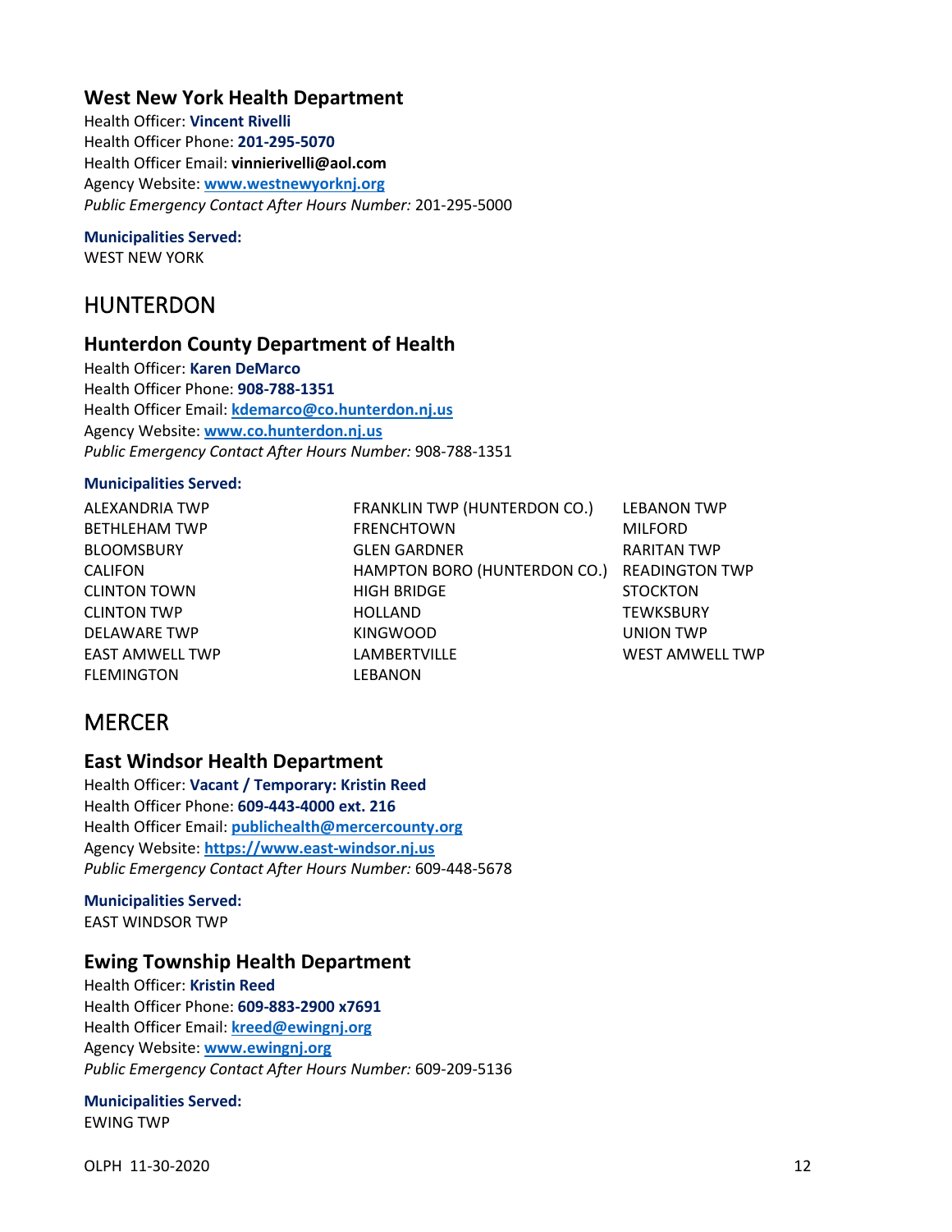### West New York Health Department

Health Officer: **Vincent Rivelli**
Health Officer Phone: **201-295-5070**
Health Officer Email: **vinnierivelli@aol.com**
Agency Website: **[www.westnewyorknj.org](http://www.westnewyorknj.org)**
*Public Emergency Contact After Hours Number:* 201-295-5000

**Municipalities Served:**
WEST NEW YORK

## HUNTERDON

### Hunterdon County Department of Health

Health Officer: **Karen DeMarco**
Health Officer Phone: **908-788-1351**
Health Officer Email: **[kdemarco@co.hunterdon.nj.us](mailto:kdemarco@co.hunterdon.nj.us)**
Agency Website: **[www.co.hunterdon.nj.us](http://www.co.hunterdon.nj.us)**
*Public Emergency Contact After Hours Number:* 908-788-1351

**Municipalities Served:**

ALEXANDRIA TWP
BETHLEHAM TWP
BLOOMSBURY
CALIFON
CLINTON TOWN
CLINTON TWP
DELAWARE TWP
EAST AMWELL TWP
FLEMINGTON
FRANKLIN TWP (HUNTERDON CO.)
FRENCHTOWN
GLEN GARDNER
HAMPTON BORO (HUNTERDON CO.)
HIGH BRIDGE
HOLLAND
KINGWOOD
LAMBERTVILLE
LEBANON
LEBANON TWP
MILFORD
RARITAN TWP
READINGTON TWP
STOCKTON
TEWKSBURY
UNION TWP
WEST AMWELL TWP

## MERCER

### East Windsor Health Department

Health Officer: **Vacant / Temporary: Kristin Reed**
Health Officer Phone: **609-443-4000 ext. 216**
Health Officer Email: **[publichealth@mercercounty.org](mailto:publichealth@mercercounty.org)**
Agency Website: **[https://www.east-windsor.nj.us](https://www.east-windsor.nj.us)**
*Public Emergency Contact After Hours Number:* 609-448-5678

**Municipalities Served:**
EAST WINDSOR TWP

### Ewing Township Health Department

Health Officer: **Kristin Reed**
Health Officer Phone: **609-883-2900 x7691**
Health Officer Email: **[kreed@ewingnj.org](mailto:kreed@ewingnj.org)**
Agency Website: **[www.ewingnj.org](http://www.ewingnj.org)**
*Public Emergency Contact After Hours Number:* 609-209-5136

**Municipalities Served:**
EWING TWP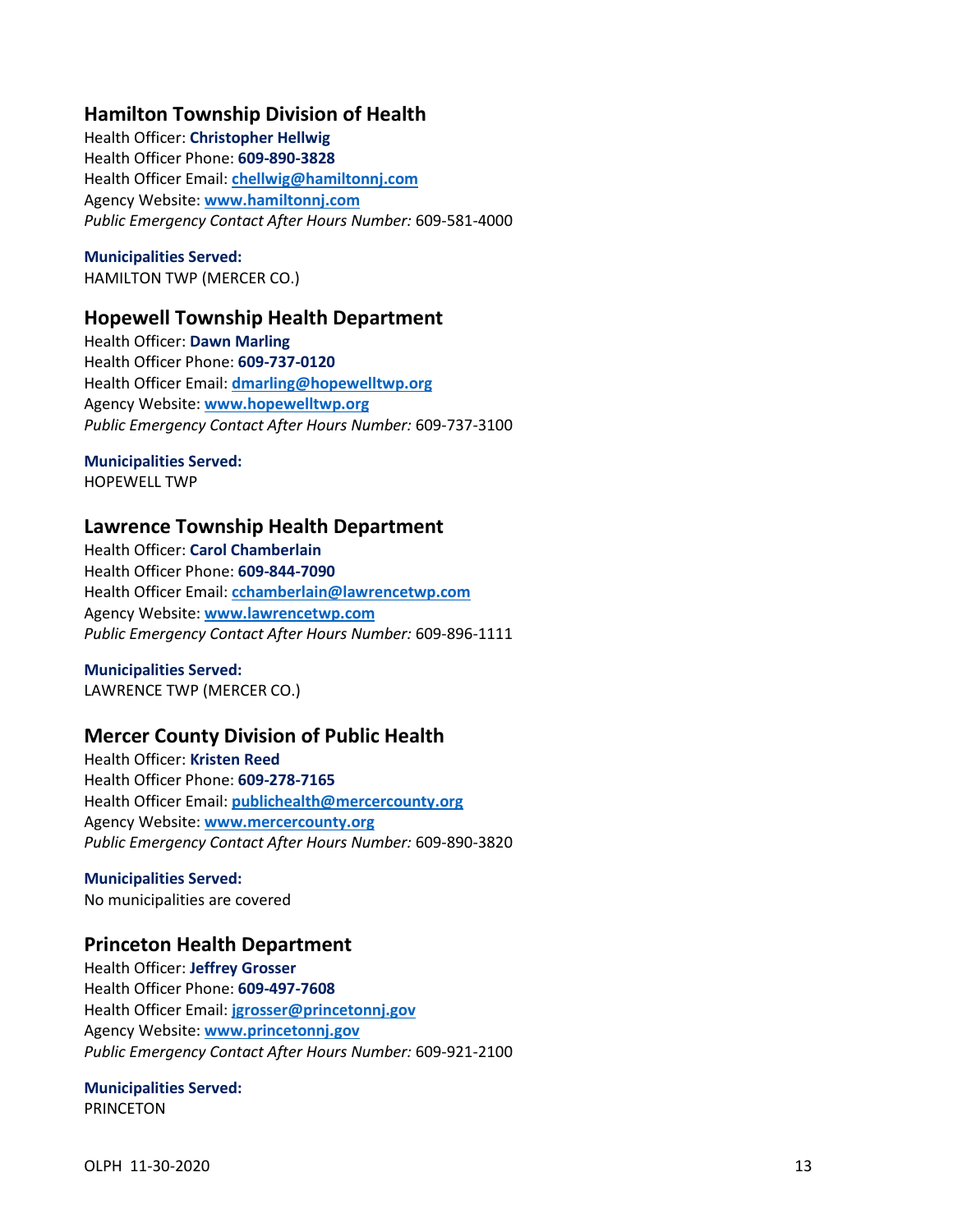## Hamilton Township Division of Health

Health Officer: **Christopher Hellwig**
Health Officer Phone: **609-890-3828**
Health Officer Email: **chellwig@hamiltonnj.com**
Agency Website: **www.hamiltonnj.com**
*Public Emergency Contact After Hours Number:* 609-581-4000

**Municipalities Served:**
HAMILTON TWP (MERCER CO.)

## Hopewell Township Health Department

Health Officer: **Dawn Marling**
Health Officer Phone: **609-737-0120**
Health Officer Email: **dmarling@hopewelltwp.org**
Agency Website: **www.hopewelltwp.org**
*Public Emergency Contact After Hours Number:* 609-737-3100

**Municipalities Served:**
HOPEWELL TWP

## Lawrence Township Health Department

Health Officer: **Carol Chamberlain**
Health Officer Phone: **609-844-7090**
Health Officer Email: **cchamberlain@lawrencetwp.com**
Agency Website: **www.lawrencetwp.com**
*Public Emergency Contact After Hours Number:* 609-896-1111

**Municipalities Served:**
LAWRENCE TWP (MERCER CO.)

## Mercer County Division of Public Health

Health Officer: **Kristen Reed**
Health Officer Phone: **609-278-7165**
Health Officer Email: **publichealth@mercercounty.org**
Agency Website: **www.mercercounty.org**
*Public Emergency Contact After Hours Number:* 609-890-3820

**Municipalities Served:**
No municipalities are covered

## Princeton Health Department

Health Officer: **Jeffrey Grosser**
Health Officer Phone: **609-497-7608**
Health Officer Email: **jgrosser@princetonnj.gov**
Agency Website: **www.princetonnj.gov**
*Public Emergency Contact After Hours Number:* 609-921-2100

**Municipalities Served:**
PRINCETON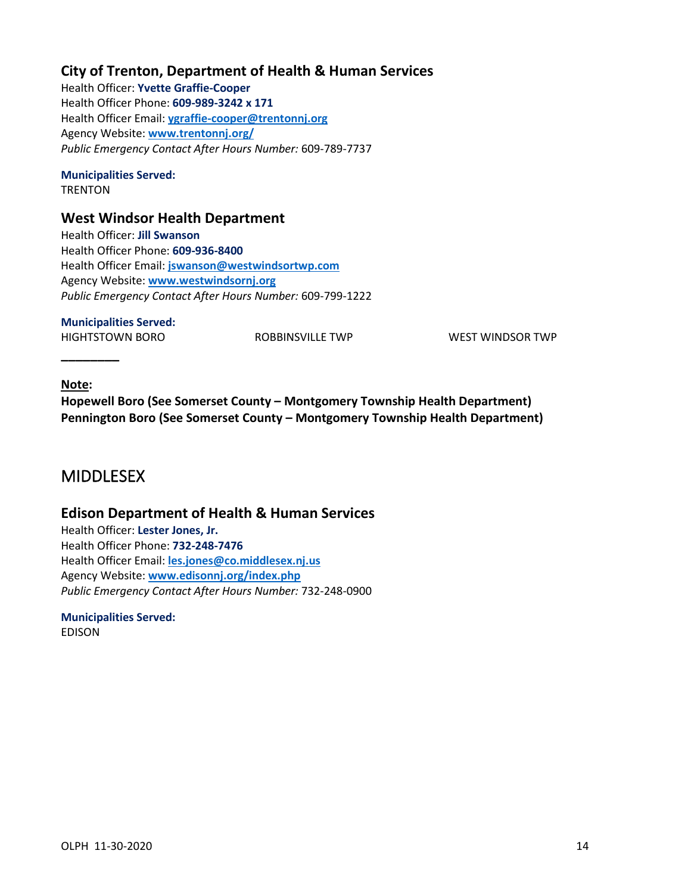### City of Trenton, Department of Health & Human Services

Health Officer: **Yvette Graffie-Cooper**
Health Officer Phone: **609-989-3242 x 171**
Health Officer Email: **ygraffie-cooper@trentonnj.org**
Agency Website: **www.trentonnj.org/**
*Public Emergency Contact After Hours Number:* 609-789-7737

**Municipalities Served:**
TRENTON

### West Windsor Health Department

Health Officer: **Jill Swanson**
Health Officer Phone: **609-936-8400**
Health Officer Email: **jswanson@westwindsortwp.com**
Agency Website: **www.westwindsornj.org**
*Public Emergency Contact After Hours Number:* 609-799-1222

**Municipalities Served:**
HIGHTSTOWN BORO
ROBBINSVILLE TWP
WEST WINDSOR TWP

---

**Note:**
**Hopewell Boro (See Somerset County – Montgomery Township Health Department)**
**Pennington Boro (See Somerset County – Montgomery Township Health Department)**

## MIDDLESEX

### Edison Department of Health & Human Services

Health Officer: **Lester Jones, Jr.**
Health Officer Phone: **732-248-7476**
Health Officer Email: **les.jones@co.middlesex.nj.us**
Agency Website: **www.edisonnj.org/index.php**
*Public Emergency Contact After Hours Number:* 732-248-0900

**Municipalities Served:**
EDISON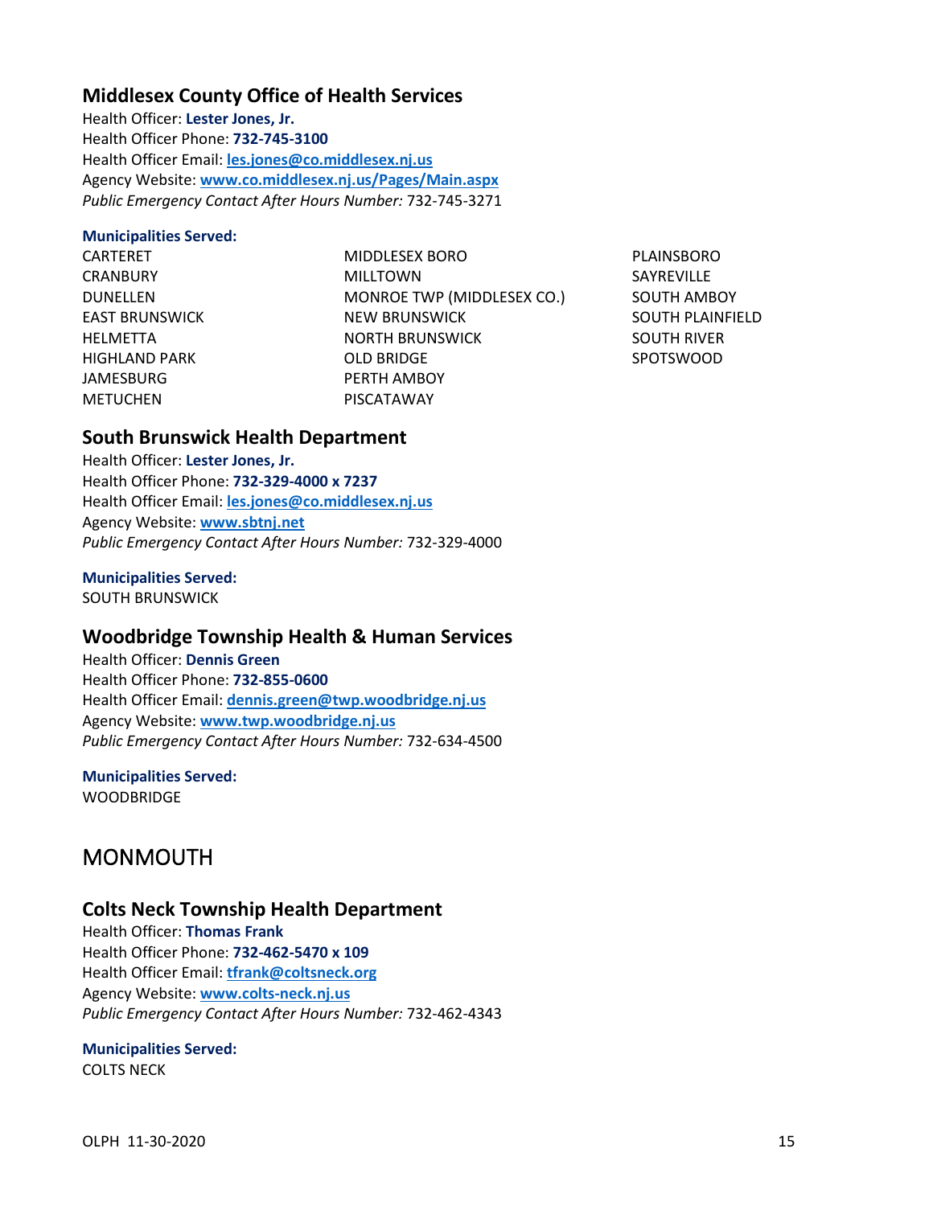### Middlesex County Office of Health Services

Health Officer: **Lester Jones, Jr.**
Health Officer Phone: **732-745-3100**
Health Officer Email: **les.jones@co.middlesex.nj.us**
Agency Website: **www.co.middlesex.nj.us/Pages/Main.aspx**
*Public Emergency Contact After Hours Number:* 732-745-3271

**Municipalities Served:**

CARTERET
CRANBURY
DUNELLEN
EAST BRUNSWICK
HELMETTA
HIGHLAND PARK
JAMESBURG
METUCHEN
MIDDLESEX BORO
MILLTOWN
MONROE TWP (MIDDLESEX CO.)
NEW BRUNSWICK
NORTH BRUNSWICK
OLD BRIDGE
PERTH AMBOY
PISCATAWAY
PLAINSBORO
SAYREVILLE
SOUTH AMBOY
SOUTH PLAINFIELD
SOUTH RIVER
SPOTSWOOD

### South Brunswick Health Department

Health Officer: **Lester Jones, Jr.**
Health Officer Phone: **732-329-4000 x 7237**
Health Officer Email: **les.jones@co.middlesex.nj.us**
Agency Website: **www.sbtnj.net**
*Public Emergency Contact After Hours Number:* 732-329-4000

**Municipalities Served:**

SOUTH BRUNSWICK

### Woodbridge Township Health & Human Services

Health Officer: **Dennis Green**
Health Officer Phone: **732-855-0600**
Health Officer Email: **dennis.green@twp.woodbridge.nj.us**
Agency Website: **www.twp.woodbridge.nj.us**
*Public Emergency Contact After Hours Number:* 732-634-4500

**Municipalities Served:**

WOODBRIDGE

## MONMOUTH

### Colts Neck Township Health Department

Health Officer: **Thomas Frank**
Health Officer Phone: **732-462-5470 x 109**
Health Officer Email: **tfrank@coltsneck.org**
Agency Website: **www.colts-neck.nj.us**
*Public Emergency Contact After Hours Number:* 732-462-4343

**Municipalities Served:**

COLTS NECK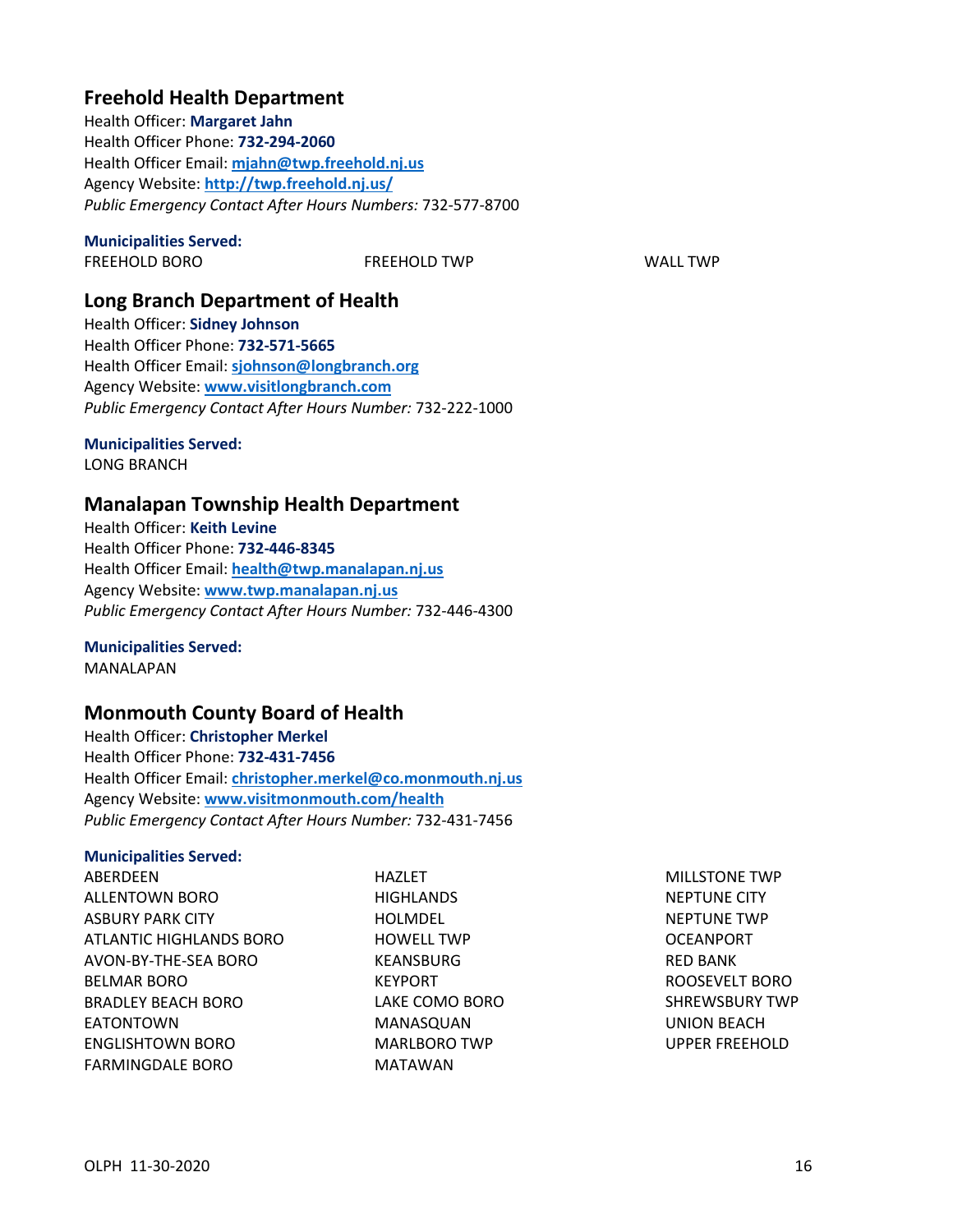## Freehold Health Department

Health Officer: **Margaret Jahn**
Health Officer Phone: **732-294-2060**
Health Officer Email: **mjahn@twp.freehold.nj.us**
Agency Website: **http://twp.freehold.nj.us/**
*Public Emergency Contact After Hours Numbers:* 732-577-8700

**Municipalities Served:**

FREEHOLD BORO
FREEHOLD TWP
WALL TWP

## Long Branch Department of Health

Health Officer: **Sidney Johnson**
Health Officer Phone: **732-571-5665**
Health Officer Email: **sjohnson@longbranch.org**
Agency Website: **www.visitlongbranch.com**
*Public Emergency Contact After Hours Number:* 732-222-1000

**Municipalities Served:**

LONG BRANCH

## Manalapan Township Health Department

Health Officer: **Keith Levine**
Health Officer Phone: **732-446-8345**
Health Officer Email: **health@twp.manalapan.nj.us**
Agency Website: **www.twp.manalapan.nj.us**
*Public Emergency Contact After Hours Number:* 732-446-4300

**Municipalities Served:**

MANALAPAN

## Monmouth County Board of Health

Health Officer: **Christopher Merkel**
Health Officer Phone: **732-431-7456**
Health Officer Email: **christopher.merkel@co.monmouth.nj.us**
Agency Website: **www.visitmonmouth.com/health**
*Public Emergency Contact After Hours Number:* 732-431-7456

**Municipalities Served:**

ABERDEEN
ALLENTOWN BORO
ASBURY PARK CITY
ATLANTIC HIGHLANDS BORO
AVON-BY-THE-SEA BORO
BELMAR BORO
BRADLEY BEACH BORO
EATONTOWN
ENGLISHTOWN BORO
FARMINGDALE BORO
HAZLET
HIGHLANDS
HOLMDEL
HOWELL TWP
KEANSBURG
KEYPORT
LAKE COMO BORO
MANASQUAN
MARLBORO TWP
MATAWAN
MILLSTONE TWP
NEPTUNE CITY
NEPTUNE TWP
OCEANPORT
RED BANK
ROOSEVELT BORO
SHREWSBURY TWP
UNION BEACH
UPPER FREEHOLD

OLPH 11-30-2020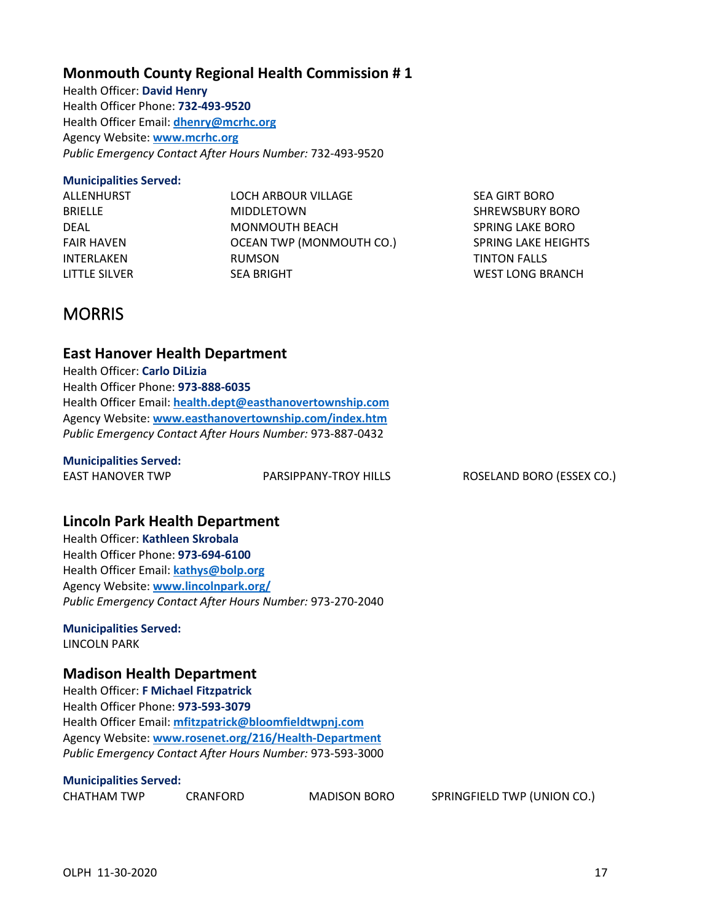### Monmouth County Regional Health Commission # 1

Health Officer: **David Henry**
Health Officer Phone: **732-493-9520**
Health Officer Email: **dhenry@mcrhc.org**
Agency Website: **www.mcrhc.org**
*Public Emergency Contact After Hours Number:* 732-493-9520

**Municipalities Served:**

ALLENHURST
BRIELLE
DEAL
FAIR HAVEN
INTERLAKEN
LITTLE SILVER
LOCH ARBOUR VILLAGE
MIDDLETOWN
MONMOUTH BEACH
OCEAN TWP (MONMOUTH CO.)
RUMSON
SEA BRIGHT
SEA GIRT BORO
SHREWSBURY BORO
SPRING LAKE BORO
SPRING LAKE HEIGHTS
TINTON FALLS
WEST LONG BRANCH

## MORRIS

### East Hanover Health Department

Health Officer: **Carlo DiLizia**
Health Officer Phone: **973-888-6035**
Health Officer Email: **health.dept@easthanovertownship.com**
Agency Website: **www.easthanovertownship.com/index.htm**
*Public Emergency Contact After Hours Number:* 973-887-0432

**Municipalities Served:**

EAST HANOVER TWP
PARSIPPANY-TROY HILLS
ROSELAND BORO (ESSEX CO.)

### Lincoln Park Health Department

Health Officer: **Kathleen Skrobala**
Health Officer Phone: **973-694-6100**
Health Officer Email: **kathys@bolp.org**
Agency Website: **www.lincolnpark.org/**
*Public Emergency Contact After Hours Number:* 973-270-2040

**Municipalities Served:**

LINCOLN PARK

### Madison Health Department

Health Officer: **F Michael Fitzpatrick**
Health Officer Phone: **973-593-3079**
Health Officer Email: **mfitzpatrick@bloomfieldtwpnj.com**
Agency Website: **www.rosenet.org/216/Health-Department**
*Public Emergency Contact After Hours Number:* 973-593-3000

**Municipalities Served:**

CHATHAM TWP
CRANFORD
MADISON BORO
SPRINGFIELD TWP (UNION CO.)

OLPH 11-30-2020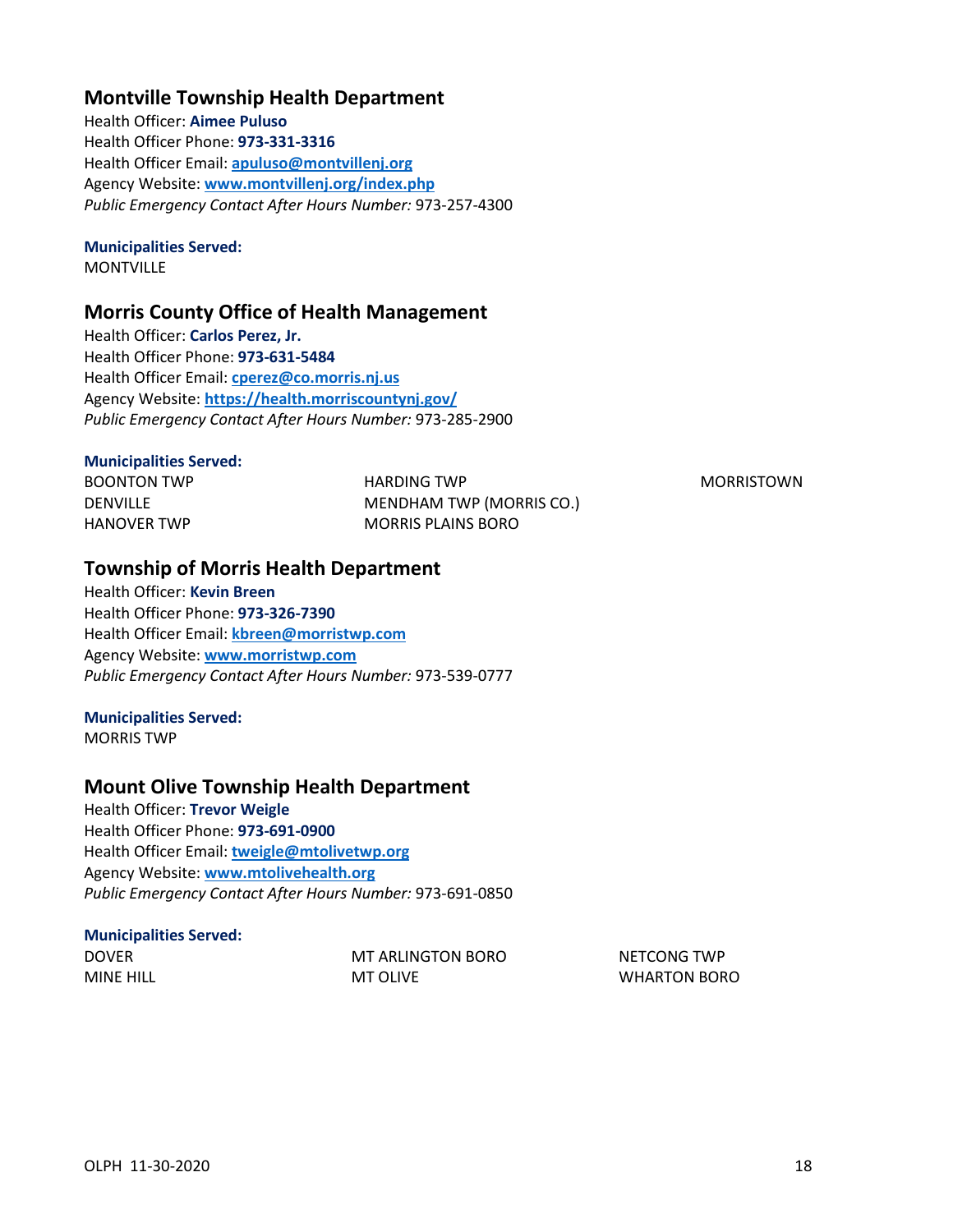## Montville Township Health Department

Health Officer: **Aimee Puluso**
Health Officer Phone: **973-331-3316**
Health Officer Email: **apuluso@montvillenj.org**
Agency Website: **www.montvillenj.org/index.php**
*Public Emergency Contact After Hours Number:* 973-257-4300

**Municipalities Served:**
MONTVILLE

## Morris County Office of Health Management

Health Officer: **Carlos Perez, Jr.**
Health Officer Phone: **973-631-5484**
Health Officer Email: **cperez@co.morris.nj.us**
Agency Website: **https://health.morriscountynj.gov/**
*Public Emergency Contact After Hours Number:* 973-285-2900

**Municipalities Served:**
BOONTON TWP
DENVILLE
HANOVER TWP
HARDING TWP
MENDHAM TWP (MORRIS CO.)
MORRIS PLAINS BORO
MORRISTOWN

## Township of Morris Health Department

Health Officer: **Kevin Breen**
Health Officer Phone: **973-326-7390**
Health Officer Email: **kbreen@morristwp.com**
Agency Website: **www.morristwp.com**
*Public Emergency Contact After Hours Number:* 973-539-0777

**Municipalities Served:**
MORRIS TWP

## Mount Olive Township Health Department

Health Officer: **Trevor Weigle**
Health Officer Phone: **973-691-0900**
Health Officer Email: **tweigle@mtolivetwp.org**
Agency Website: **www.mtolivehealth.org**
*Public Emergency Contact After Hours Number:* 973-691-0850

**Municipalities Served:**
DOVER
MINE HILL
MT ARLINGTON BORO
MT OLIVE
NETCONG TWP
WHARTON BORO

OLPH 11-30-2020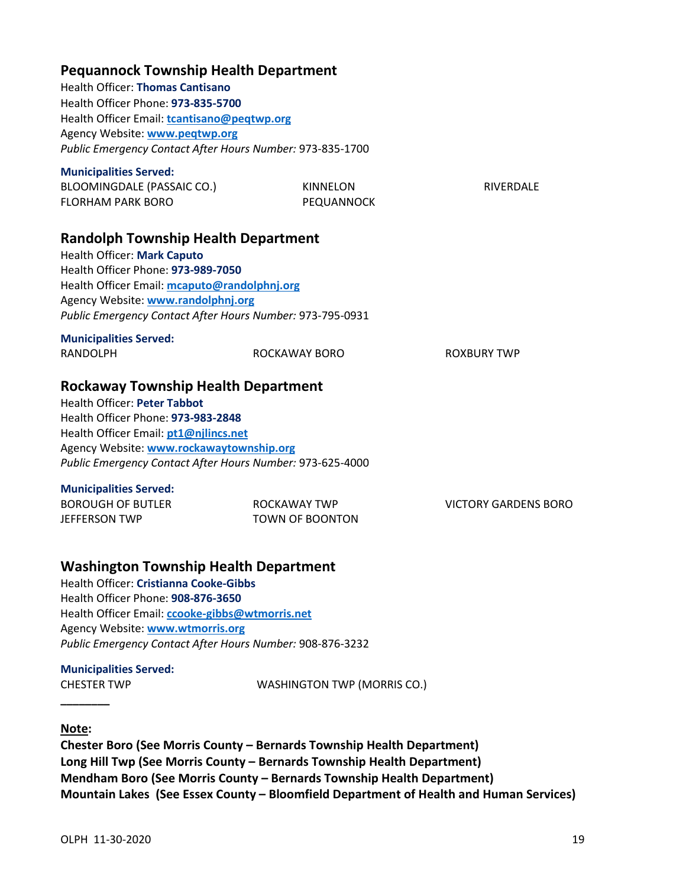## Pequannock Township Health Department

Health Officer: **Thomas Cantisano**
Health Officer Phone: **973-835-5700**
Health Officer Email: **tcantisano@peqtwp.org**
Agency Website: **www.peqtwp.org**
*Public Emergency Contact After Hours Number:* 973-835-1700

**Municipalities Served:**

| | | |
|---|---|---|
| BLOOMINGDALE (PASSAIC CO.) | KINNELON | RIVERDALE |
| FLORHAM PARK BORO | PEQUANNOCK | |

## Randolph Township Health Department

Health Officer: **Mark Caputo**
Health Officer Phone: **973-989-7050**
Health Officer Email: **mcaputo@randolphnj.org**
Agency Website: **www.randolphnj.org**
*Public Emergency Contact After Hours Number:* 973-795-0931

**Municipalities Served:**

| | | |
|---|---|---|
| RANDOLPH | ROCKAWAY BORO | ROXBURY TWP |

## Rockaway Township Health Department

Health Officer: **Peter Tabbot**
Health Officer Phone: **973-983-2848**
Health Officer Email: **pt1@njlincs.net**
Agency Website: **www.rockawaytownship.org**
*Public Emergency Contact After Hours Number:* 973-625-4000

**Municipalities Served:**

| | | |
|---|---|---|
| BOROUGH OF BUTLER | ROCKAWAY TWP | VICTORY GARDENS BORO |
| JEFFERSON TWP | TOWN OF BOONTON | |

## Washington Township Health Department

Health Officer: **Cristianna Cooke-Gibbs**
Health Officer Phone: **908-876-3650**
Health Officer Email: **ccooke-gibbs@wtmorris.net**
Agency Website: **www.wtmorris.org**
*Public Emergency Contact After Hours Number:* 908-876-3232

**Municipalities Served:**

| | |
|---|---|
| CHESTER TWP | WASHINGTON TWP (MORRIS CO.) |

________

**Note:**
**Chester Boro (See Morris County – Bernards Township Health Department)**
**Long Hill Twp (See Morris County – Bernards Township Health Department)**
**Mendham Boro (See Morris County – Bernards Township Health Department)**
**Mountain Lakes (See Essex County – Bloomfield Department of Health and Human Services)**

OLPH 11-30-2020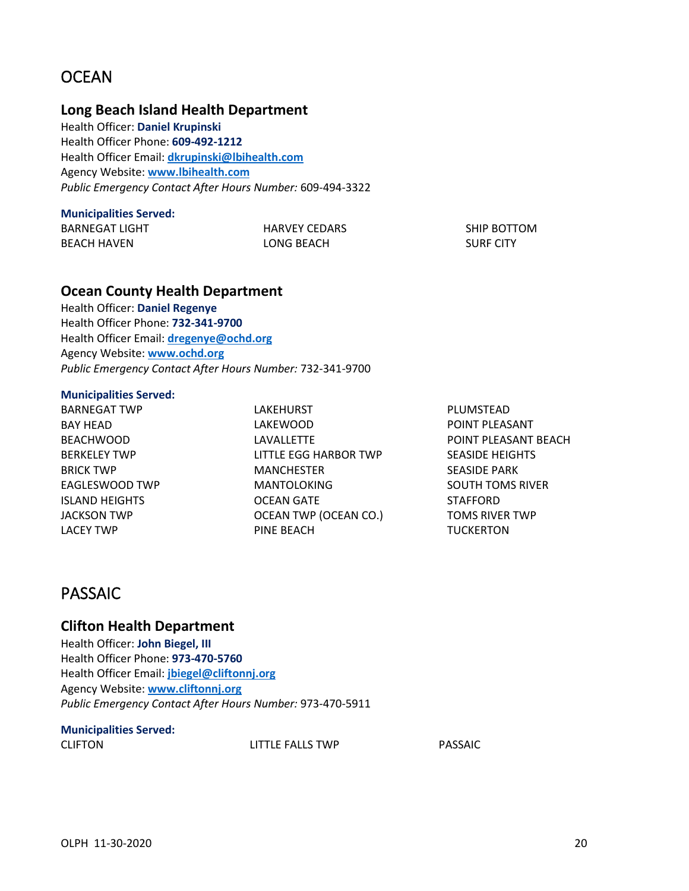# OCEAN

## Long Beach Island Health Department

Health Officer: **Daniel Krupinski**
Health Officer Phone: **609-492-1212**
Health Officer Email: **dkrupinski@lbihealth.com**
Agency Website: **www.lbihealth.com**
*Public Emergency Contact After Hours Number:* 609-494-3322

**Municipalities Served:**

BARNEGAT LIGHT
BEACH HAVEN
HARVEY CEDARS
LONG BEACH
SHIP BOTTOM
SURF CITY

## Ocean County Health Department

Health Officer: **Daniel Regenye**
Health Officer Phone: **732-341-9700**
Health Officer Email: **dregenye@ochd.org**
Agency Website: **www.ochd.org**
*Public Emergency Contact After Hours Number:* 732-341-9700

**Municipalities Served:**

BARNEGAT TWP
BAY HEAD
BEACHWOOD
BERKELEY TWP
BRICK TWP
EAGLESWOOD TWP
ISLAND HEIGHTS
JACKSON TWP
LACEY TWP
LAKEHURST
LAKEWOOD
LAVALLETTE
LITTLE EGG HARBOR TWP
MANCHESTER
MANTOLOKING
OCEAN GATE
OCEAN TWP (OCEAN CO.)
PINE BEACH
PLUMSTEAD
POINT PLEASANT
POINT PLEASANT BEACH
SEASIDE HEIGHTS
SEASIDE PARK
SOUTH TOMS RIVER
STAFFORD
TOMS RIVER TWP
TUCKERTON

# PASSAIC

## Clifton Health Department

Health Officer: **John Biegel, III**
Health Officer Phone: **973-470-5760**
Health Officer Email: **jbiegel@cliftonnj.org**
Agency Website: **www.cliftonnj.org**
*Public Emergency Contact After Hours Number:* 973-470-5911

**Municipalities Served:**

CLIFTON
LITTLE FALLS TWP
PASSAIC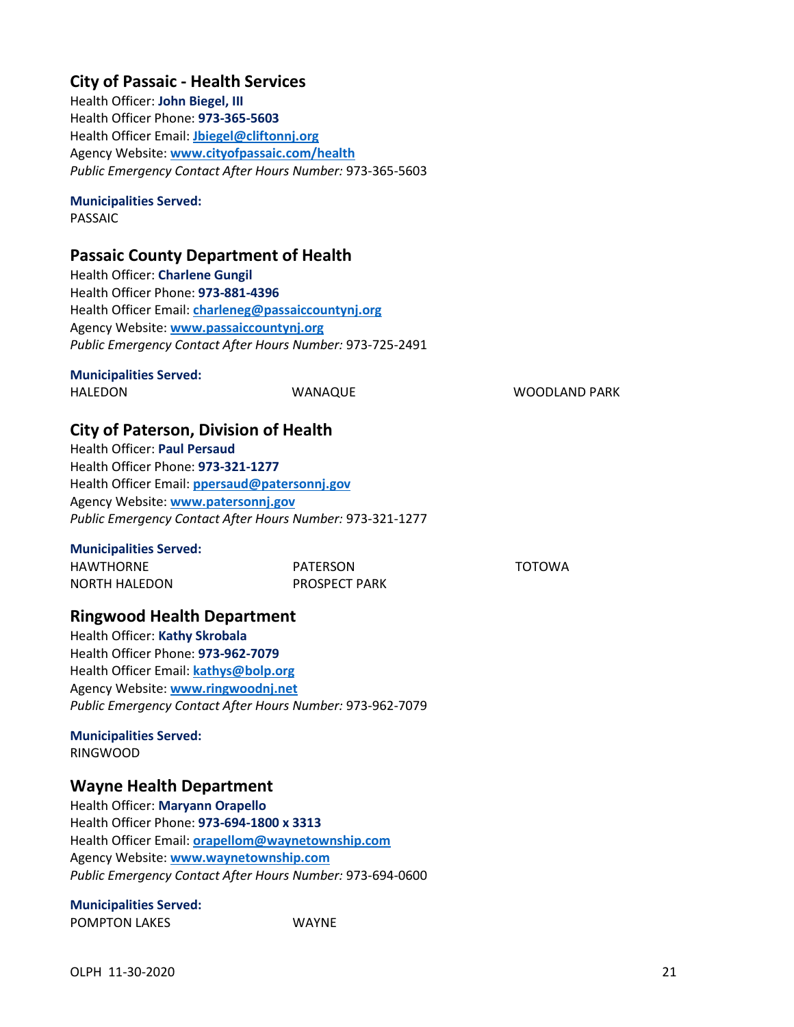## City of Passaic - Health Services

Health Officer: **John Biegel, III**
Health Officer Phone: **973-365-5603**
Health Officer Email: **Jbiegel@cliftonnj.org**
Agency Website: **www.cityofpassaic.com/health**
*Public Emergency Contact After Hours Number:* 973-365-5603

**Municipalities Served:**
PASSAIC

## Passaic County Department of Health

Health Officer: **Charlene Gungil**
Health Officer Phone: **973-881-4396**
Health Officer Email: **charleneg@passaiccountynj.org**
Agency Website: **www.passaiccountynj.org**
*Public Emergency Contact After Hours Number:* 973-725-2491

**Municipalities Served:**
HALEDON
WANAQUE
WOODLAND PARK

## City of Paterson, Division of Health

Health Officer: **Paul Persaud**
Health Officer Phone: **973-321-1277**
Health Officer Email: **ppersaud@patersonnj.gov**
Agency Website: **www.patersonnj.gov**
*Public Emergency Contact After Hours Number:* 973-321-1277

**Municipalities Served:**
HAWTHORNE
NORTH HALEDON
PATERSON
PROSPECT PARK
TOTOWA

## Ringwood Health Department

Health Officer: **Kathy Skrobala**
Health Officer Phone: **973-962-7079**
Health Officer Email: **kathys@bolp.org**
Agency Website: **www.ringwoodnj.net**
*Public Emergency Contact After Hours Number:* 973-962-7079

**Municipalities Served:**
RINGWOOD

## Wayne Health Department

Health Officer: **Maryann Orapello**
Health Officer Phone: **973-694-1800 x 3313**
Health Officer Email: **orapellom@waynetownship.com**
Agency Website: **www.waynetownship.com**
*Public Emergency Contact After Hours Number:* 973-694-0600

**Municipalities Served:**
POMPTON LAKES
WAYNE

OLPH 11-30-2020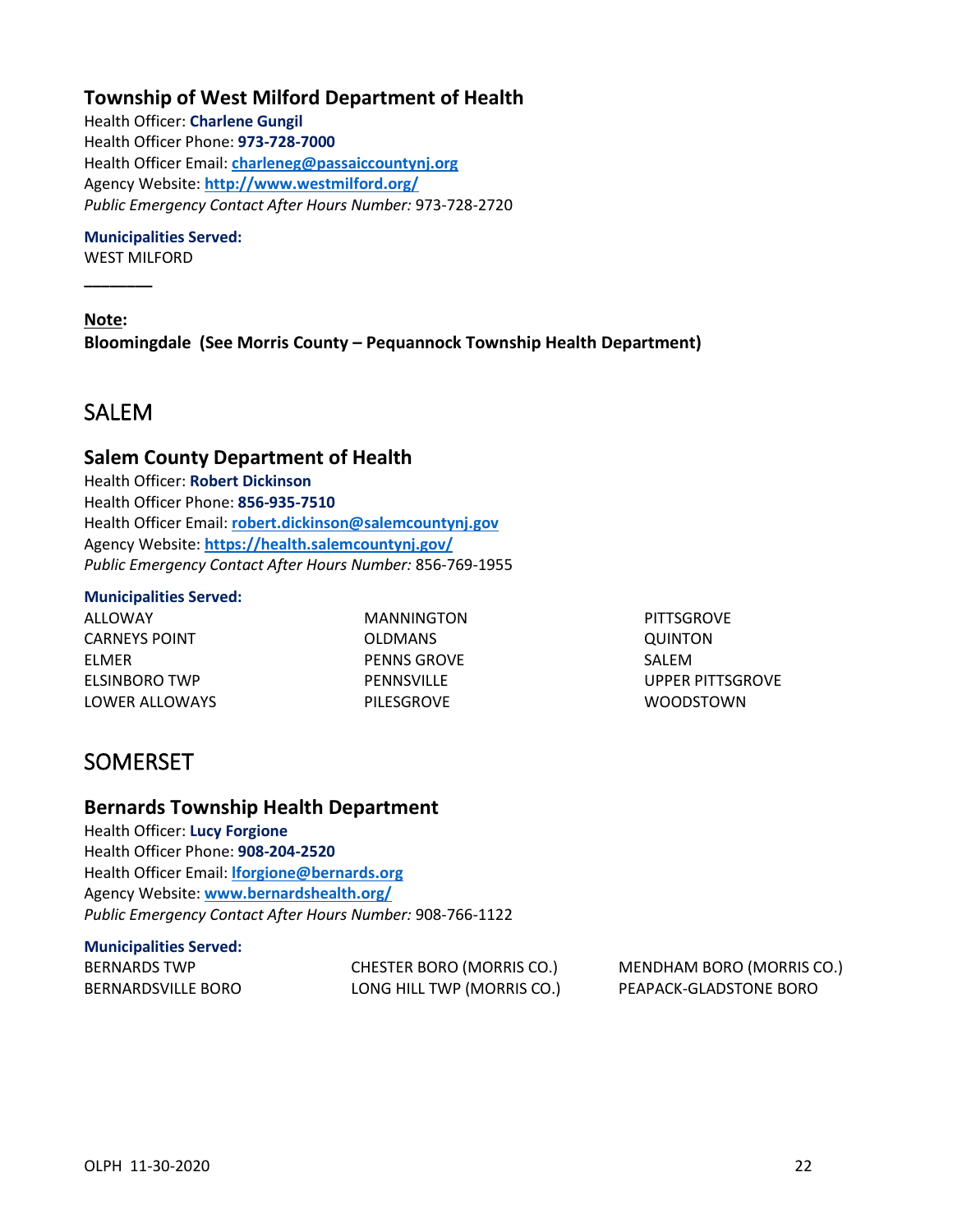### Township of West Milford Department of Health

Health Officer: **Charlene Gungil**
Health Officer Phone: **973-728-7000**
Health Officer Email: **charleneg@passaiccountynj.org**
Agency Website: **http://www.westmilford.org/**
*Public Emergency Contact After Hours Number:* 973-728-2720

**Municipalities Served:**
WEST MILFORD

________

**Note:**
**Bloomingdale (See Morris County – Pequannock Township Health Department)**

## SALEM

### Salem County Department of Health

Health Officer: **Robert Dickinson**
Health Officer Phone: **856-935-7510**
Health Officer Email: **robert.dickinson@salemcountynj.gov**
Agency Website: **https://health.salemcountynj.gov/**
*Public Emergency Contact After Hours Number:* 856-769-1955

**Municipalities Served:**

ALLOWAY
CARNEYS POINT
ELMER
ELSINBORO TWP
LOWER ALLOWAYS
MANNINGTON
OLDMANS
PENNS GROVE
PENNSVILLE
PILESGROVE
PITTSGROVE
QUINTON
SALEM
UPPER PITTSGROVE
WOODSTOWN

## SOMERSET

### Bernards Township Health Department

Health Officer: **Lucy Forgione**
Health Officer Phone: **908-204-2520**
Health Officer Email: **lforgione@bernards.org**
Agency Website: **www.bernardshealth.org/**
*Public Emergency Contact After Hours Number:* 908-766-1122

**Municipalities Served:**

BERNARDS TWP
BERNARDSVILLE BORO
CHESTER BORO (MORRIS CO.)
LONG HILL TWP (MORRIS CO.)
MENDHAM BORO (MORRIS CO.)
PEAPACK-GLADSTONE BORO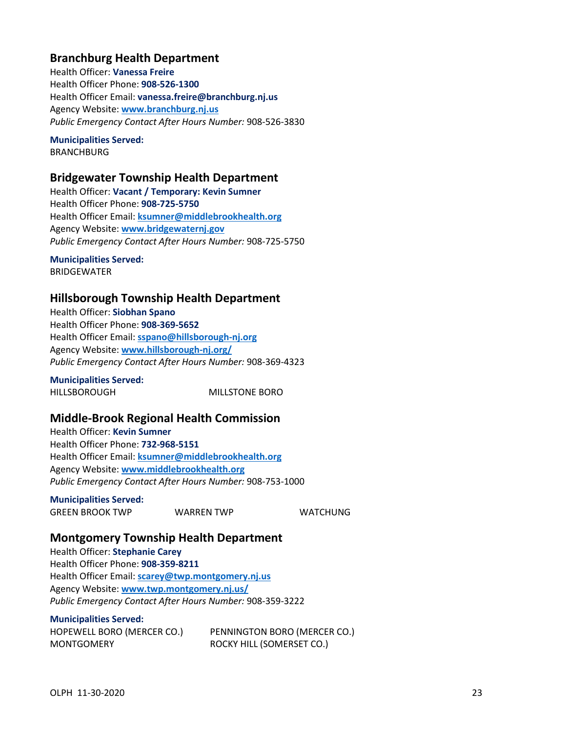## Branchburg Health Department

Health Officer: **Vanessa Freire**
Health Officer Phone: **908-526-1300**
Health Officer Email: **vanessa.freire@branchburg.nj.us**
Agency Website: **www.branchburg.nj.us**
*Public Emergency Contact After Hours Number:* 908-526-3830

**Municipalities Served:**
BRANCHBURG

## Bridgewater Township Health Department

Health Officer: **Vacant / Temporary: Kevin Sumner**
Health Officer Phone: **908-725-5750**
Health Officer Email: **ksumner@middlebrookhealth.org**
Agency Website: **www.bridgewaternj.gov**
*Public Emergency Contact After Hours Number:* 908-725-5750

**Municipalities Served:**
BRIDGEWATER

## Hillsborough Township Health Department

Health Officer: **Siobhan Spano**
Health Officer Phone: **908-369-5652**
Health Officer Email: **sspano@hillsborough-nj.org**
Agency Website: **www.hillsborough-nj.org/**
*Public Emergency Contact After Hours Number:* 908-369-4323

**Municipalities Served:**
HILLSBOROUGH
MILLSTONE BORO

## Middle-Brook Regional Health Commission

Health Officer: **Kevin Sumner**
Health Officer Phone: **732-968-5151**
Health Officer Email: **ksumner@middlebrookhealth.org**
Agency Website: **www.middlebrookhealth.org**
*Public Emergency Contact After Hours Number:* 908-753-1000

**Municipalities Served:**
GREEN BROOK TWP
WARREN TWP
WATCHUNG

## Montgomery Township Health Department

Health Officer: **Stephanie Carey**
Health Officer Phone: **908-359-8211**
Health Officer Email: **scarey@twp.montgomery.nj.us**
Agency Website: **www.twp.montgomery.nj.us/**
*Public Emergency Contact After Hours Number:* 908-359-3222

**Municipalities Served:**
HOPEWELL BORO (MERCER CO.)
MONTGOMERY
PENNINGTON BORO (MERCER CO.)
ROCKY HILL (SOMERSET CO.)

OLPH 11-30-2020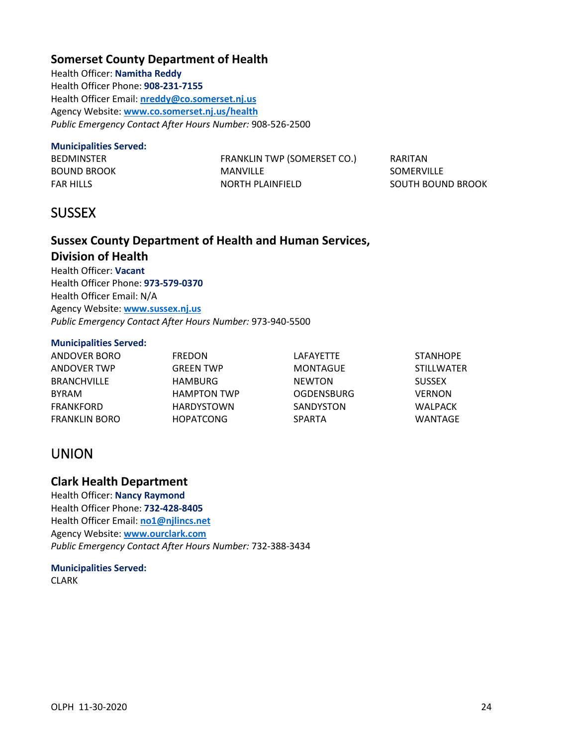### Somerset County Department of Health

Health Officer: **Namitha Reddy**
Health Officer Phone: **908-231-7155**
Health Officer Email: **nreddy@co.somerset.nj.us**
Agency Website: **www.co.somerset.nj.us/health**
*Public Emergency Contact After Hours Number:* 908-526-2500

**Municipalities Served:**

BEDMINSTER
BOUND BROOK
FAR HILLS
FRANKLIN TWP (SOMERSET CO.)
MANVILLE
NORTH PLAINFIELD
RARITAN
SOMERVILLE
SOUTH BOUND BROOK

## SUSSEX

### Sussex County Department of Health and Human Services, Division of Health

Health Officer: **Vacant**
Health Officer Phone: **973-579-0370**
Health Officer Email: N/A
Agency Website: **www.sussex.nj.us**
*Public Emergency Contact After Hours Number:* 973-940-5500

**Municipalities Served:**

ANDOVER BORO
ANDOVER TWP
BRANCHVILLE
BYRAM
FRANKFORD
FRANKLIN BORO
FREDON
GREEN TWP
HAMBURG
HAMPTON TWP
HARDYSTOWN
HOPATCONG
LAFAYETTE
MONTAGUE
NEWTON
OGDENSBURG
SANDYSTON
SPARTA
STANHOPE
STILLWATER
SUSSEX
VERNON
WALPACK
WANTAGE

## UNION

### Clark Health Department

Health Officer: **Nancy Raymond**
Health Officer Phone: **732-428-8405**
Health Officer Email: **no1@njlincs.net**
Agency Website: **www.ourclark.com**
*Public Emergency Contact After Hours Number:* 732-388-3434

**Municipalities Served:**

CLARK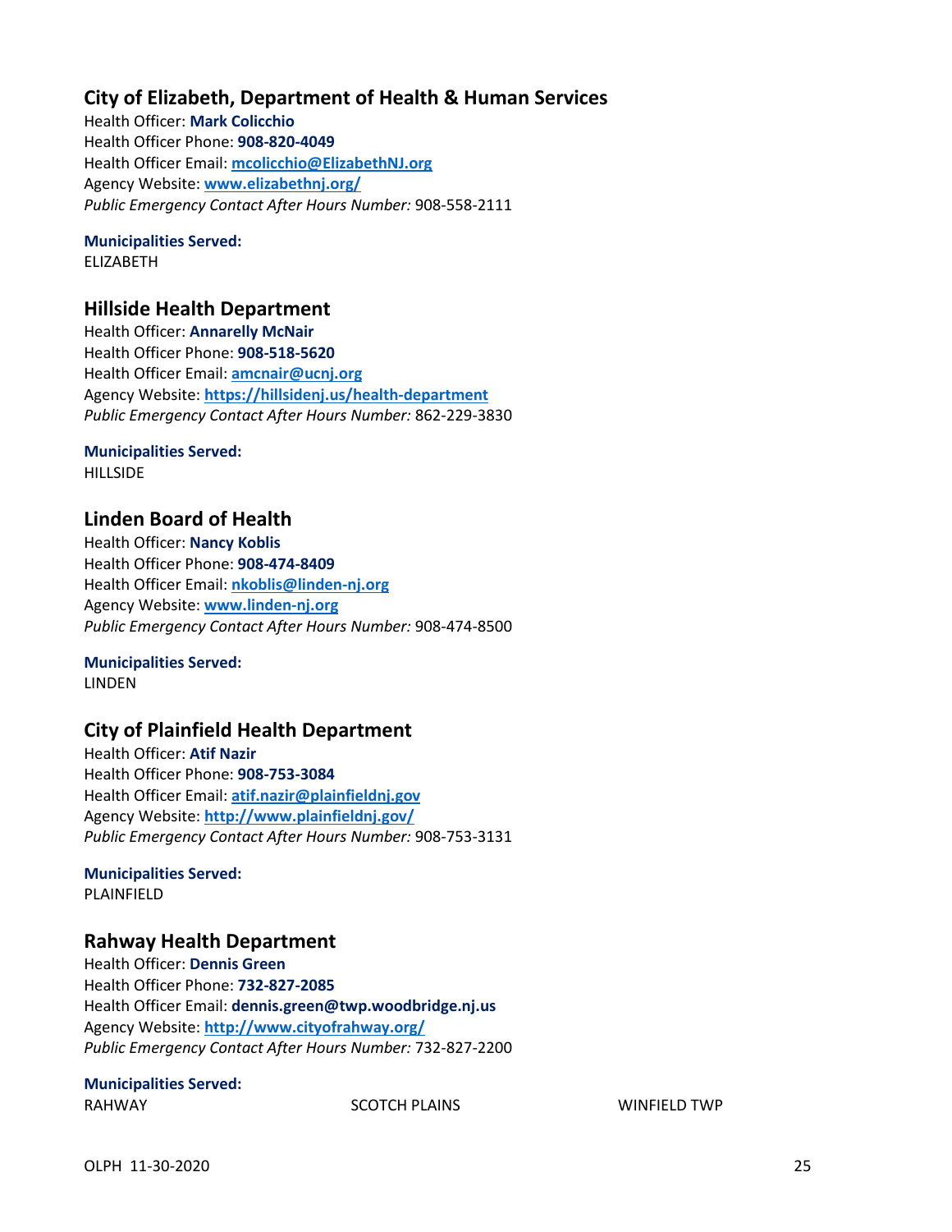## City of Elizabeth, Department of Health & Human Services

Health Officer: **Mark Colicchio**
Health Officer Phone: **908-820-4049**
Health Officer Email: **mcolicchio@ElizabethNJ.org**
Agency Website: **www.elizabethnj.org/**
*Public Emergency Contact After Hours Number:* 908-558-2111

**Municipalities Served:**
ELIZABETH

## Hillside Health Department

Health Officer: **Annarelly McNair**
Health Officer Phone: **908-518-5620**
Health Officer Email: **amcnair@ucnj.org**
Agency Website: **https://hillsidenj.us/health-department**
*Public Emergency Contact After Hours Number:* 862-229-3830

**Municipalities Served:**
HILLSIDE

## Linden Board of Health

Health Officer: **Nancy Koblis**
Health Officer Phone: **908-474-8409**
Health Officer Email: **nkoblis@linden-nj.org**
Agency Website: **www.linden-nj.org**
*Public Emergency Contact After Hours Number:* 908-474-8500

**Municipalities Served:**
LINDEN

## City of Plainfield Health Department

Health Officer: **Atif Nazir**
Health Officer Phone: **908-753-3084**
Health Officer Email: **atif.nazir@plainfieldnj.gov**
Agency Website: **http://www.plainfieldnj.gov/**
*Public Emergency Contact After Hours Number:* 908-753-3131

**Municipalities Served:**
PLAINFIELD

## Rahway Health Department

Health Officer: **Dennis Green**
Health Officer Phone: **732-827-2085**
Health Officer Email: **dennis.green@twp.woodbridge.nj.us**
Agency Website: **http://www.cityofrahway.org/**
*Public Emergency Contact After Hours Number:* 732-827-2200

**Municipalities Served:**
RAHWAY
SCOTCH PLAINS
WINFIELD TWP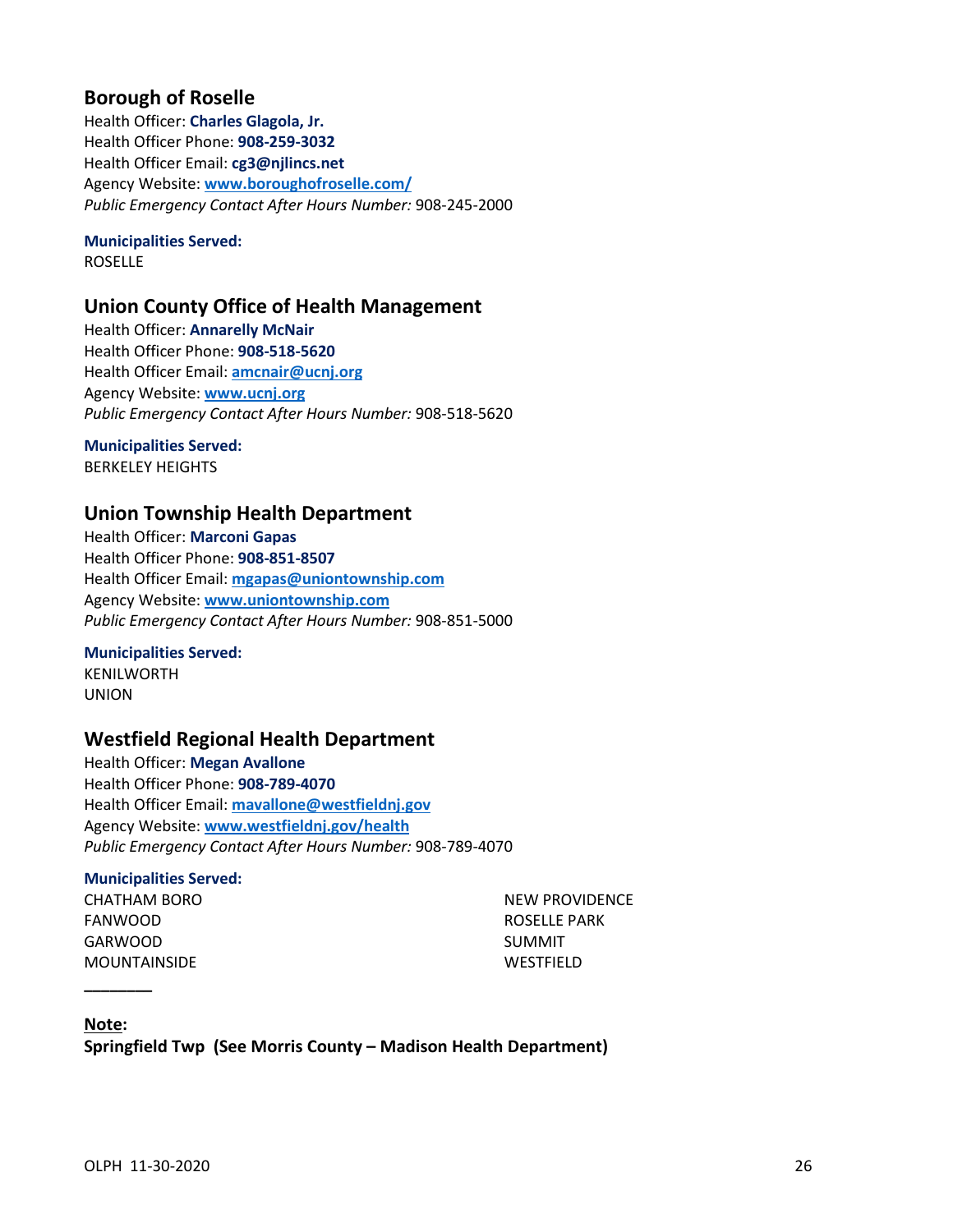## Borough of Roselle

Health Officer: **Charles Glagola, Jr.**
Health Officer Phone: **908-259-3032**
Health Officer Email: **cg3@njlincs.net**
Agency Website: **www.boroughofroselle.com/**
*Public Emergency Contact After Hours Number:* 908-245-2000

**Municipalities Served:**
ROSELLE

## Union County Office of Health Management

Health Officer: **Annarelly McNair**
Health Officer Phone: **908-518-5620**
Health Officer Email: **amcnair@ucnj.org**
Agency Website: **www.ucnj.org**
*Public Emergency Contact After Hours Number:* 908-518-5620

**Municipalities Served:**
BERKELEY HEIGHTS

## Union Township Health Department

Health Officer: **Marconi Gapas**
Health Officer Phone: **908-851-8507**
Health Officer Email: **mgapas@uniontownship.com**
Agency Website: **www.uniontownship.com**
*Public Emergency Contact After Hours Number:* 908-851-5000

**Municipalities Served:**
KENILWORTH
UNION

## Westfield Regional Health Department

Health Officer: **Megan Avallone**
Health Officer Phone: **908-789-4070**
Health Officer Email: **mavallone@westfieldnj.gov**
Agency Website: **www.westfieldnj.gov/health**
*Public Emergency Contact After Hours Number:* 908-789-4070

**Municipalities Served:**
CHATHAM BORO
FANWOOD
GARWOOD
MOUNTAINSIDE
NEW PROVIDENCE
ROSELLE PARK
SUMMIT
WESTFIELD

________

**Note:**
**Springfield Twp (See Morris County – Madison Health Department)**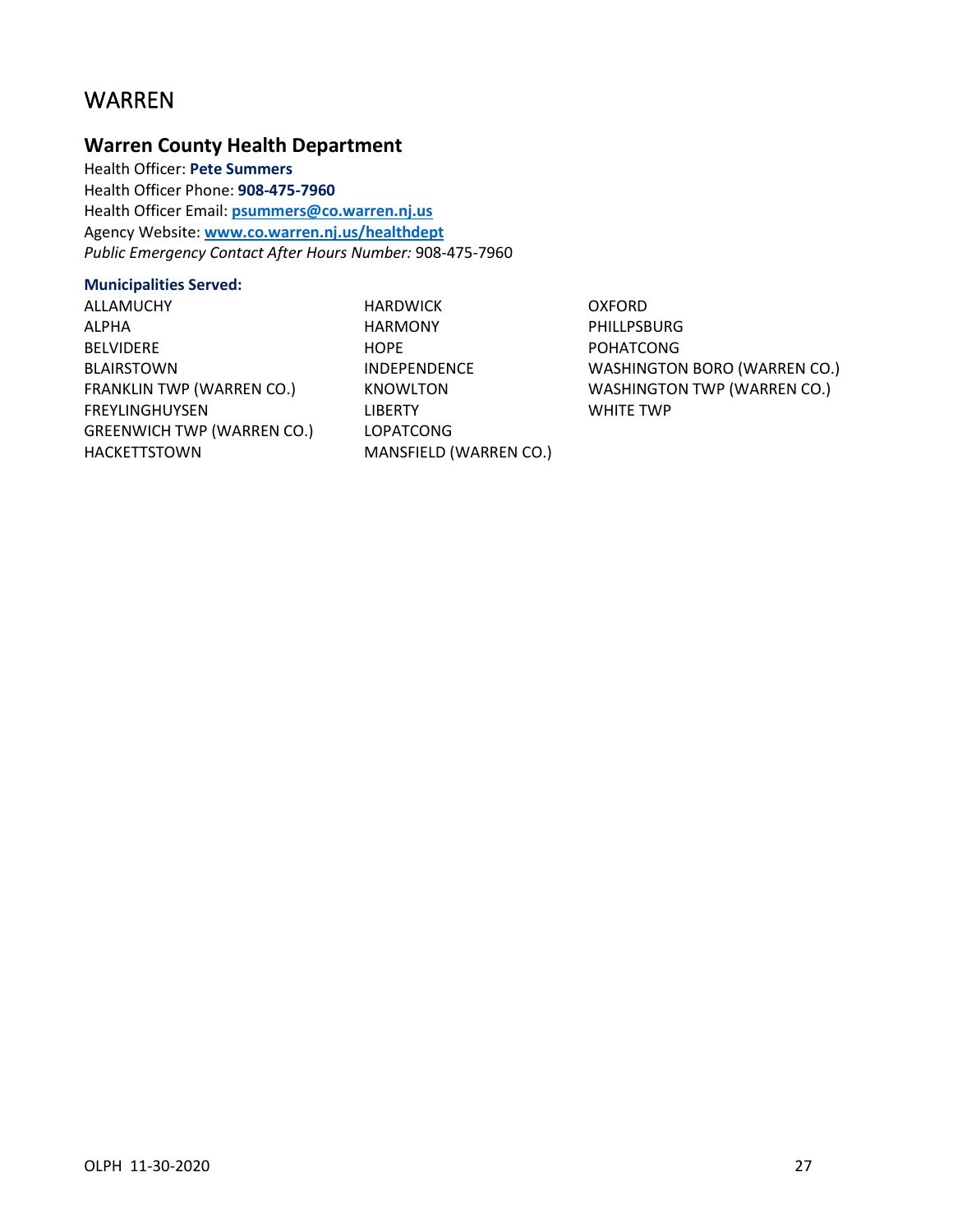# WARREN

## Warren County Health Department

Health Officer: **Pete Summers**
Health Officer Phone: **908-475-7960**
Health Officer Email: **psummers@co.warren.nj.us**
Agency Website: **www.co.warren.nj.us/healthdept**
*Public Emergency Contact After Hours Number:* 908-475-7960

**Municipalities Served:**

ALLAMUCHY
ALPHA
BELVIDERE
BLAIRSTOWN
FRANKLIN TWP (WARREN CO.)
FREYLINGHUYSEN
GREENWICH TWP (WARREN CO.)
HACKETTSTOWN
HARDWICK
HARMONY
HOPE
INDEPENDENCE
KNOWLTON
LIBERTY
LOPATCONG
MANSFIELD (WARREN CO.)
OXFORD
PHILLPSBURG
POHATCONG
WASHINGTON BORO (WARREN CO.)
WASHINGTON TWP (WARREN CO.)
WHITE TWP

OLPH 11-30-2020